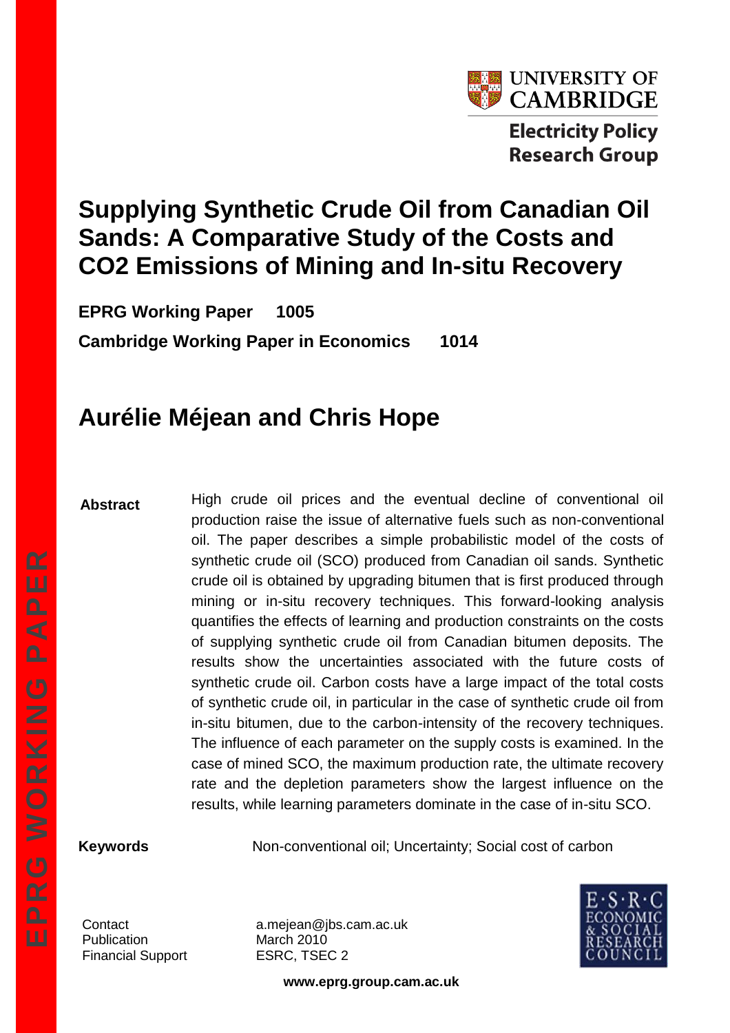UNIVERSITY OF CAMBRIDGE

Electricity Policy Research Group

# Supplying Synthetic Crude Oil from Canadian Oil Sands: A Comparative Study of the Costs and CO2 Emissions of Mining and In-situ Recovery

**EPRG Working Paper 1005**

**Cambridge Working Paper in Economics 1014**

## Aurélie Méjean and Chris Hope

**Abstract**

High crude oil prices and the eventual decline of conventional oil production raise the issue of alternative fuels such as non-conventional oil. The paper describes a simple probabilistic model of the costs of synthetic crude oil (SCO) produced from Canadian oil sands. Synthetic crude oil is obtained by upgrading bitumen that is first produced through mining or in-situ recovery techniques. This forward-looking analysis quantifies the effects of learning and production constraints on the costs of supplying synthetic crude oil from Canadian bitumen deposits. The results show the uncertainties associated with the future costs of synthetic crude oil. Carbon costs have a large impact of the total costs of synthetic crude oil, in particular in the case of synthetic crude oil from in-situ bitumen, due to the carbon-intensity of the recovery techniques. The influence of each parameter on the supply costs is examined. In the case of mined SCO, the maximum production rate, the ultimate recovery rate and the depletion parameters show the largest influence on the results, while learning parameters dominate in the case of in-situ SCO.

**Keywords** Non-conventional oil; Uncertainty; Social cost of carbon

| | |
|---|---|
| Contact | a.mejean@jbs.cam.ac.uk |
| Publication | March 2010 |
| Financial Support | ESRC, TSEC 2 |

E·S·R·C ECONOMIC & SOCIAL RESEARCH COUNCIL

**www.eprg.group.cam.ac.uk**

EPRG WORKING PAPER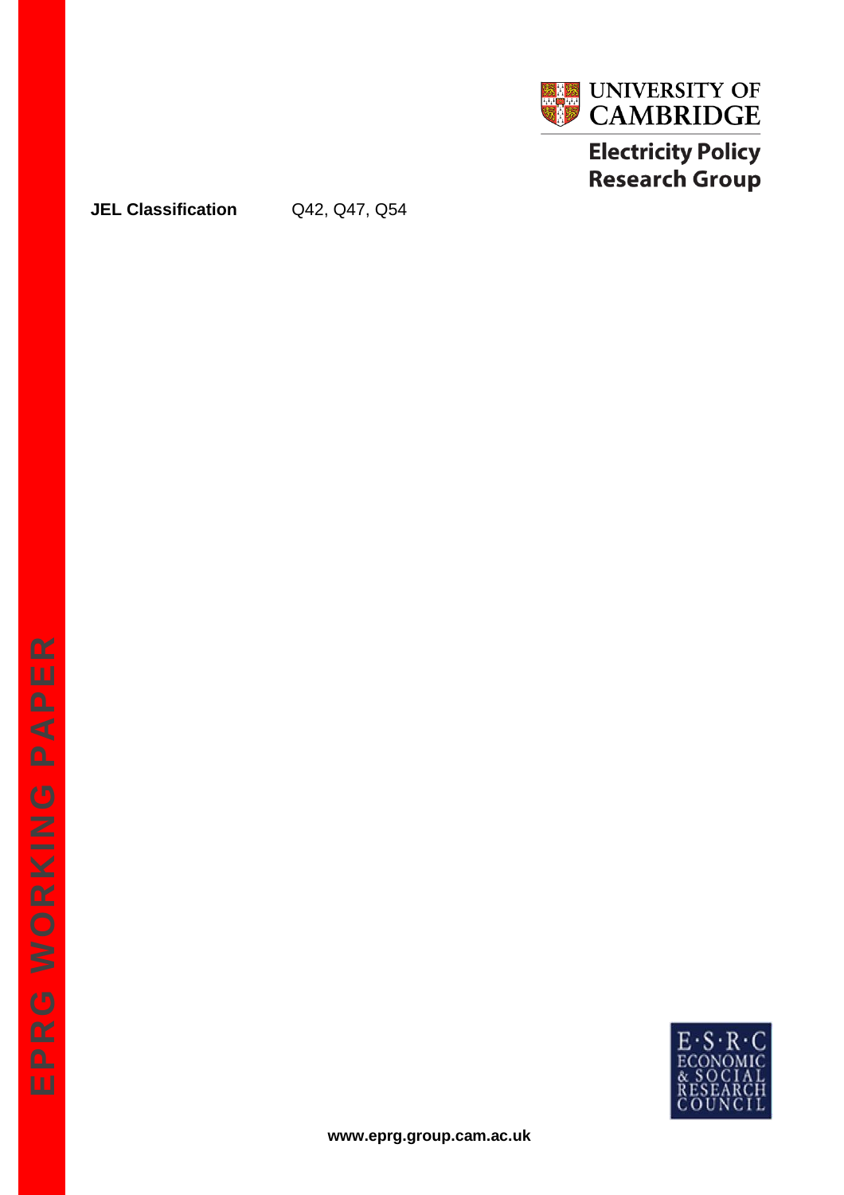UNIVERSITY OF CAMBRIDGE

Electricity Policy Research Group

**JEL Classification** Q42, Q47, Q54

EPRG WORKING PAPER

E·S·R·C ECONOMIC & SOCIAL RESEARCH COUNCIL

**www.eprg.group.cam.ac.uk**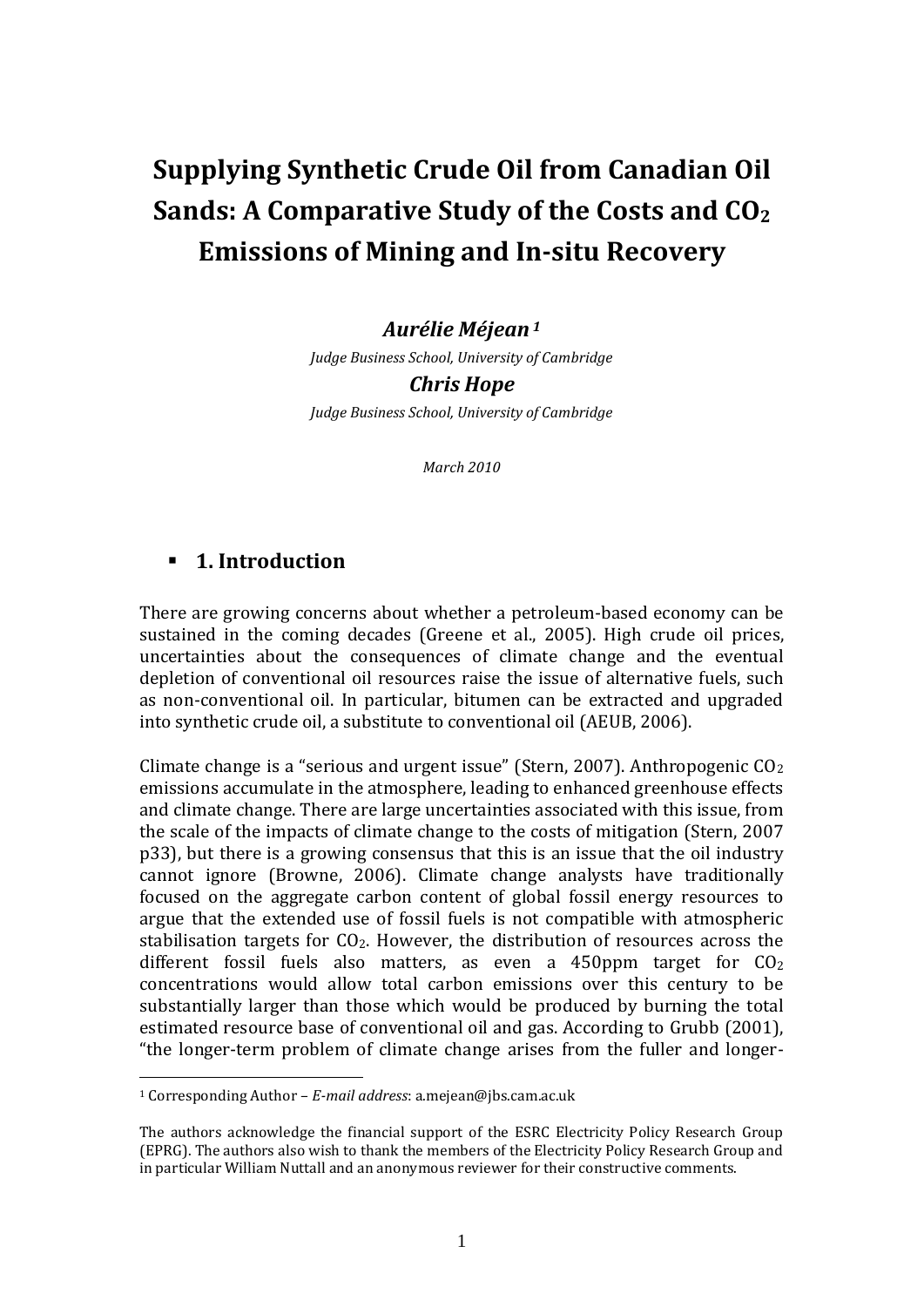# Supplying Synthetic Crude Oil from Canadian Oil Sands: A Comparative Study of the Costs and $CO_2$ Emissions of Mining and In-situ Recovery

***Aurélie Méjean*** [1]

*Judge Business School, University of Cambridge*

***Chris Hope***

*Judge Business School, University of Cambridge*

*March 2010*

## 1. Introduction

There are growing concerns about whether a petroleum-based economy can be sustained in the coming decades (Greene et al., 2005). High crude oil prices, uncertainties about the consequences of climate change and the eventual depletion of conventional oil resources raise the issue of alternative fuels, such as non-conventional oil. In particular, bitumen can be extracted and upgraded into synthetic crude oil, a substitute to conventional oil (AEUB, 2006).

Climate change is a "serious and urgent issue" (Stern, 2007). Anthropogenic $CO_2$ emissions accumulate in the atmosphere, leading to enhanced greenhouse effects and climate change. There are large uncertainties associated with this issue, from the scale of the impacts of climate change to the costs of mitigation (Stern, 2007 p33), but there is a growing consensus that this is an issue that the oil industry cannot ignore (Browne, 2006). Climate change analysts have traditionally focused on the aggregate carbon content of global fossil energy resources to argue that the extended use of fossil fuels is not compatible with atmospheric stabilisation targets for $CO_2$. However, the distribution of resources across the different fossil fuels also matters, as even a 450ppm target for $CO_2$ concentrations would allow total carbon emissions over this century to be substantially larger than those which would be produced by burning the total estimated resource base of conventional oil and gas. According to Grubb (2001), "the longer-term problem of climate change arises from the fuller and longer-

---

[1] Corresponding Author – *E-mail address*: a.mejean@jbs.cam.ac.uk

The authors acknowledge the financial support of the ESRC Electricity Policy Research Group (EPRG). The authors also wish to thank the members of the Electricity Policy Research Group and in particular William Nuttall and an anonymous reviewer for their constructive comments.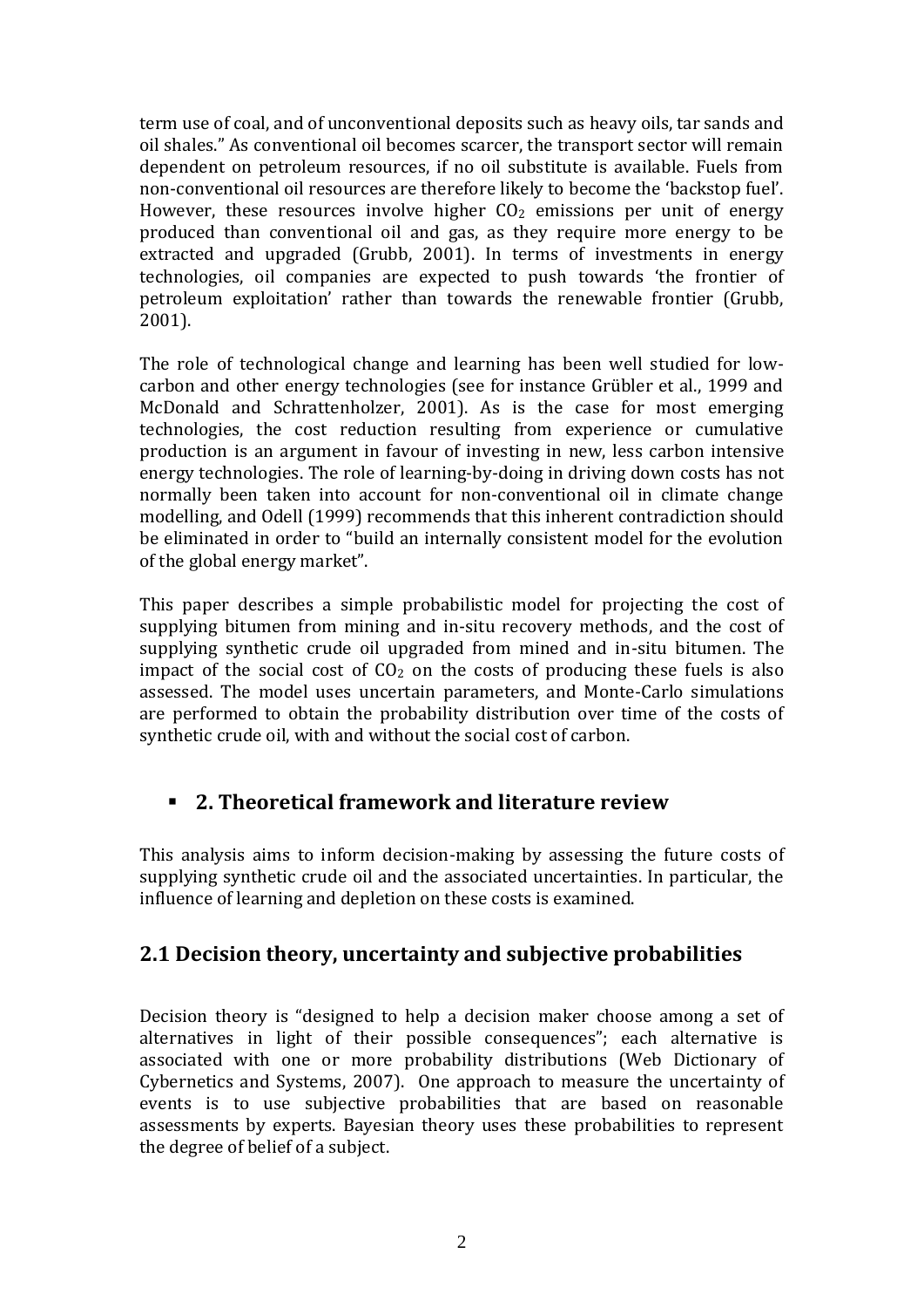term use of coal, and of unconventional deposits such as heavy oils, tar sands and oil shales." As conventional oil becomes scarcer, the transport sector will remain dependent on petroleum resources, if no oil substitute is available. Fuels from non-conventional oil resources are therefore likely to become the 'backstop fuel'. However, these resources involve higher $CO_2$ emissions per unit of energy produced than conventional oil and gas, as they require more energy to be extracted and upgraded (Grubb, 2001). In terms of investments in energy technologies, oil companies are expected to push towards 'the frontier of petroleum exploitation' rather than towards the renewable frontier (Grubb, 2001).

The role of technological change and learning has been well studied for low-carbon and other energy technologies (see for instance Grübler et al., 1999 and McDonald and Schrattenholzer, 2001). As is the case for most emerging technologies, the cost reduction resulting from experience or cumulative production is an argument in favour of investing in new, less carbon intensive energy technologies. The role of learning-by-doing in driving down costs has not normally been taken into account for non-conventional oil in climate change modelling, and Odell (1999) recommends that this inherent contradiction should be eliminated in order to "build an internally consistent model for the evolution of the global energy market".

This paper describes a simple probabilistic model for projecting the cost of supplying bitumen from mining and in-situ recovery methods, and the cost of supplying synthetic crude oil upgraded from mined and in-situ bitumen. The impact of the social cost of $CO_2$ on the costs of producing these fuels is also assessed. The model uses uncertain parameters, and Monte-Carlo simulations are performed to obtain the probability distribution over time of the costs of synthetic crude oil, with and without the social cost of carbon.

# 2. Theoretical framework and literature review

This analysis aims to inform decision-making by assessing the future costs of supplying synthetic crude oil and the associated uncertainties. In particular, the influence of learning and depletion on these costs is examined.

## 2.1 Decision theory, uncertainty and subjective probabilities

Decision theory is "designed to help a decision maker choose among a set of alternatives in light of their possible consequences"; each alternative is associated with one or more probability distributions (Web Dictionary of Cybernetics and Systems, 2007). One approach to measure the uncertainty of events is to use subjective probabilities that are based on reasonable assessments by experts. Bayesian theory uses these probabilities to represent the degree of belief of a subject.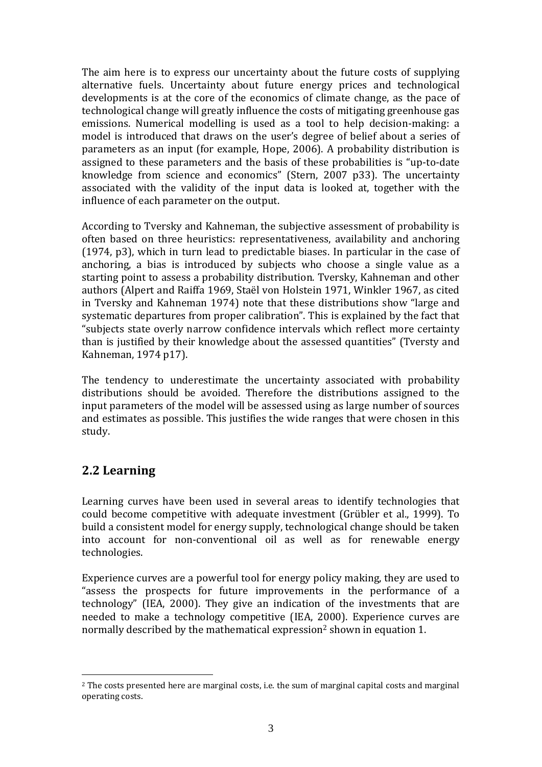The aim here is to express our uncertainty about the future costs of supplying alternative fuels. Uncertainty about future energy prices and technological developments is at the core of the economics of climate change, as the pace of technological change will greatly influence the costs of mitigating greenhouse gas emissions. Numerical modelling is used as a tool to help decision-making: a model is introduced that draws on the user's degree of belief about a series of parameters as an input (for example, Hope, 2006). A probability distribution is assigned to these parameters and the basis of these probabilities is "up-to-date knowledge from science and economics" (Stern, 2007 p33). The uncertainty associated with the validity of the input data is looked at, together with the influence of each parameter on the output.

According to Tversky and Kahneman, the subjective assessment of probability is often based on three heuristics: representativeness, availability and anchoring (1974, p3), which in turn lead to predictable biases. In particular in the case of anchoring, a bias is introduced by subjects who choose a single value as a starting point to assess a probability distribution. Tversky, Kahneman and other authors (Alpert and Raiffa 1969, Staël von Holstein 1971, Winkler 1967, as cited in Tversky and Kahneman 1974) note that these distributions show "large and systematic departures from proper calibration". This is explained by the fact that "subjects state overly narrow confidence intervals which reflect more certainty than is justified by their knowledge about the assessed quantities" (Tversty and Kahneman, 1974 p17).

The tendency to underestimate the uncertainty associated with probability distributions should be avoided. Therefore the distributions assigned to the input parameters of the model will be assessed using as large number of sources and estimates as possible. This justifies the wide ranges that were chosen in this study.

## 2.2 Learning

Learning curves have been used in several areas to identify technologies that could become competitive with adequate investment (Grübler et al., 1999). To build a consistent model for energy supply, technological change should be taken into account for non-conventional oil as well as for renewable energy technologies.

Experience curves are a powerful tool for energy policy making, they are used to "assess the prospects for future improvements in the performance of a technology" (IEA, 2000). They give an indication of the investments that are needed to make a technology competitive (IEA, 2000). Experience curves are normally described by the mathematical expression[2] shown in equation 1.

[2] The costs presented here are marginal costs, i.e. the sum of marginal capital costs and marginal operating costs.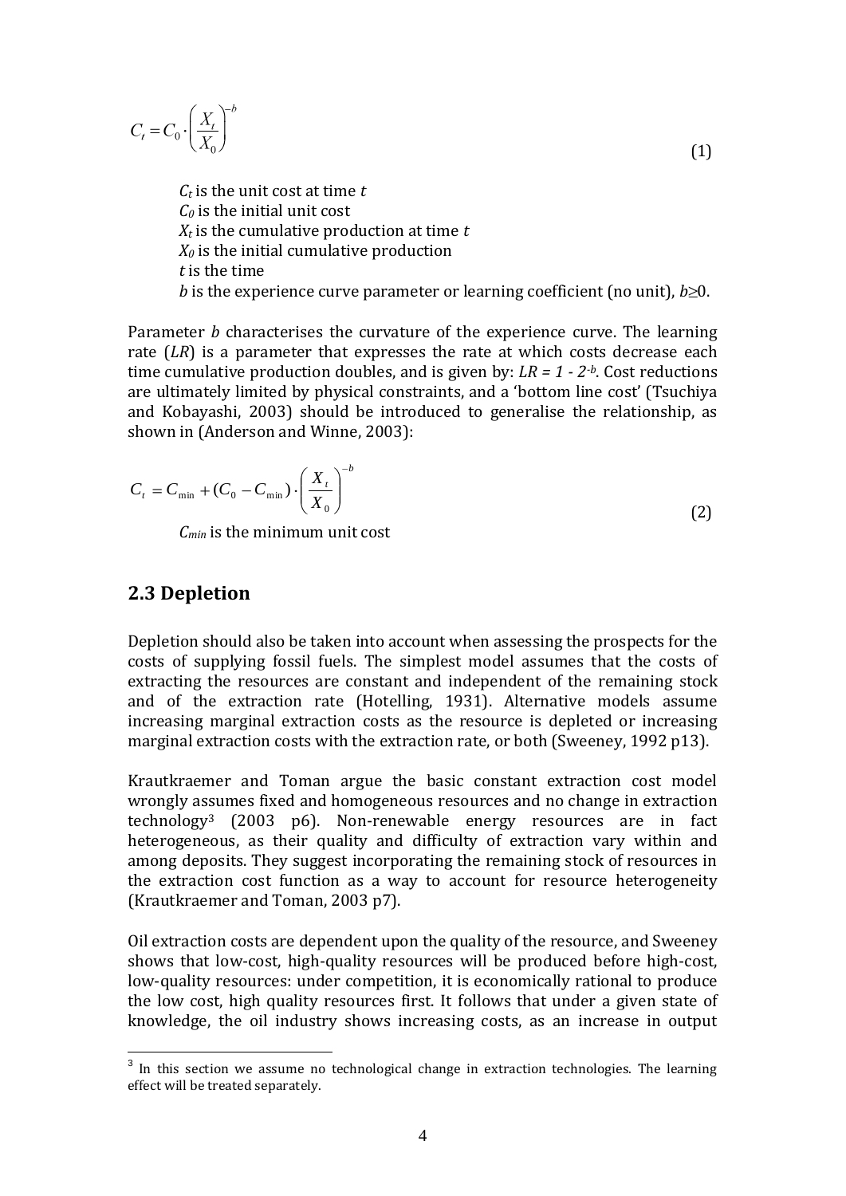$$C_t = C_0 \cdot \left( \frac{X_t}{X_0} \right)^{-b} \quad (1)$$

$C_t$ is the unit cost at time $t$
$C_0$ is the initial unit cost
$X_t$ is the cumulative production at time $t$
$X_0$ is the initial cumulative production
$t$ is the time
$b$ is the experience curve parameter or learning coefficient (no unit), $b \geq 0$.

Parameter $b$ characterises the curvature of the experience curve. The learning rate ($LR$) is a parameter that expresses the rate at which costs decrease each time cumulative production doubles, and is given by: $LR = 1 - 2^{-b}$. Cost reductions are ultimately limited by physical constraints, and a 'bottom line cost' (Tsuchiya and Kobayashi, 2003) should be introduced to generalise the relationship, as shown in (Anderson and Winne, 2003):

$$C_t = C_{min} + (C_0 - C_{min}) \cdot \left( \frac{X_t}{X_0} \right)^{-b} \quad (2)$$

$C_{min}$ is the minimum unit cost

## 2.3 Depletion

Depletion should also be taken into account when assessing the prospects for the costs of supplying fossil fuels. The simplest model assumes that the costs of extracting the resources are constant and independent of the remaining stock and of the extraction rate (Hotelling, 1931). Alternative models assume increasing marginal extraction costs as the resource is depleted or increasing marginal extraction costs with the extraction rate, or both (Sweeney, 1992 p13).

Krautkraemer and Toman argue the basic constant extraction cost model wrongly assumes fixed and homogeneous resources and no change in extraction technology[3] (2003 p6). Non-renewable energy resources are in fact heterogeneous, as their quality and difficulty of extraction vary within and among deposits. They suggest incorporating the remaining stock of resources in the extraction cost function as a way to account for resource heterogeneity (Krautkraemer and Toman, 2003 p7).

Oil extraction costs are dependent upon the quality of the resource, and Sweeney shows that low-cost, high-quality resources will be produced before high-cost, low-quality resources: under competition, it is economically rational to produce the low cost, high quality resources first. It follows that under a given state of knowledge, the oil industry shows increasing costs, as an increase in output

[3] In this section we assume no technological change in extraction technologies. The learning effect will be treated separately.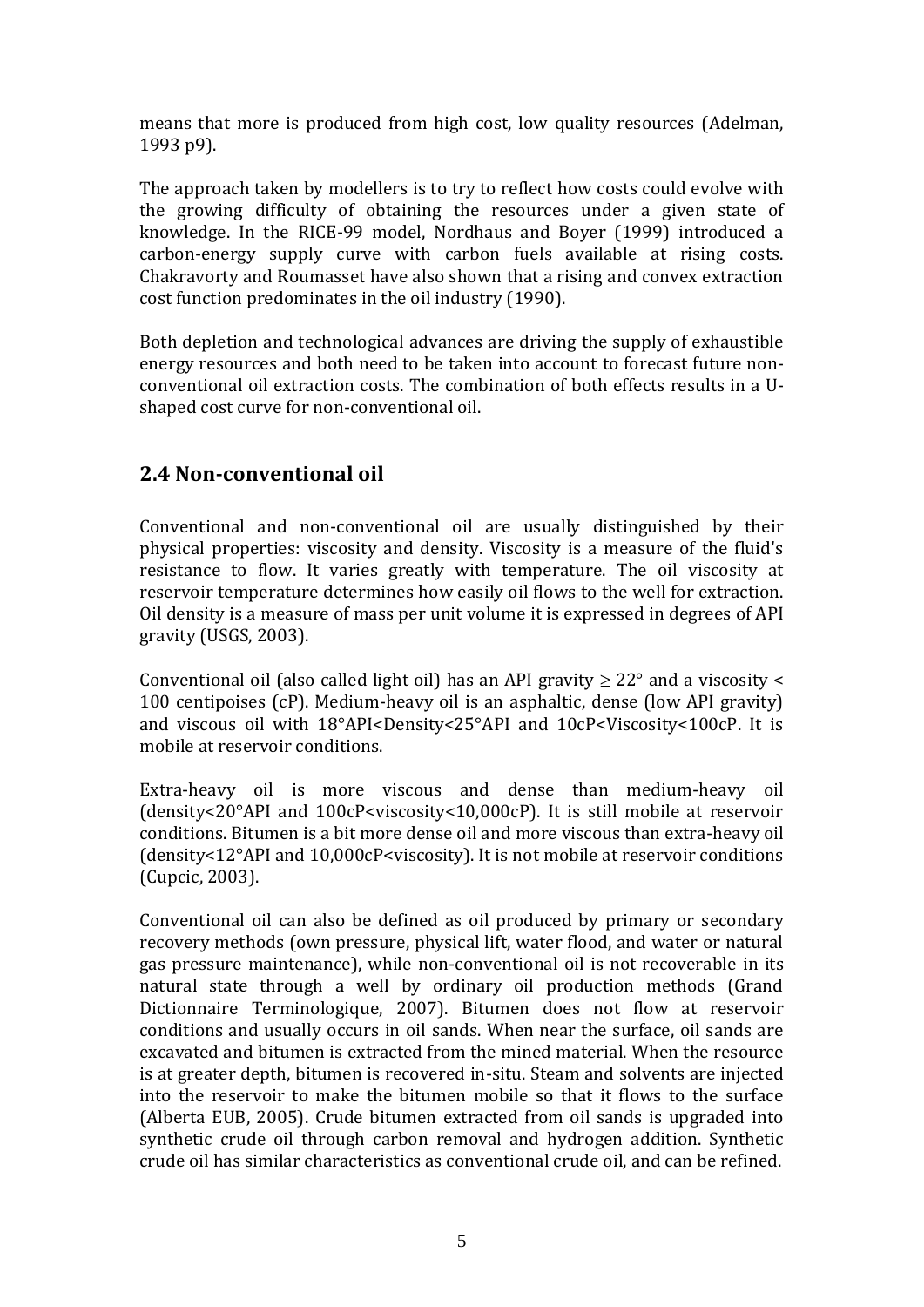means that more is produced from high cost, low quality resources (Adelman, 1993 p9).

The approach taken by modellers is to try to reflect how costs could evolve with the growing difficulty of obtaining the resources under a given state of knowledge. In the RICE-99 model, Nordhaus and Boyer (1999) introduced a carbon-energy supply curve with carbon fuels available at rising costs. Chakravorty and Roumasset have also shown that a rising and convex extraction cost function predominates in the oil industry (1990).

Both depletion and technological advances are driving the supply of exhaustible energy resources and both need to be taken into account to forecast future non-conventional oil extraction costs. The combination of both effects results in a U-shaped cost curve for non-conventional oil.

## 2.4 Non-conventional oil

Conventional and non-conventional oil are usually distinguished by their physical properties: viscosity and density. Viscosity is a measure of the fluid's resistance to flow. It varies greatly with temperature. The oil viscosity at reservoir temperature determines how easily oil flows to the well for extraction. Oil density is a measure of mass per unit volume it is expressed in degrees of API gravity (USGS, 2003).

Conventional oil (also called light oil) has an API gravity $\geq 22°$ and a viscosity < 100 centipoises (cP). Medium-heavy oil is an asphaltic, dense (low API gravity) and viscous oil with 18°API<Density<25°API and 10cP<Viscosity<100cP. It is mobile at reservoir conditions.

Extra-heavy oil is more viscous and dense than medium-heavy oil (density<20°API and 100cP<viscosity<10,000cP). It is still mobile at reservoir conditions. Bitumen is a bit more dense oil and more viscous than extra-heavy oil (density<12°API and 10,000cP<viscosity). It is not mobile at reservoir conditions (Cupcic, 2003).

Conventional oil can also be defined as oil produced by primary or secondary recovery methods (own pressure, physical lift, water flood, and water or natural gas pressure maintenance), while non-conventional oil is not recoverable in its natural state through a well by ordinary oil production methods (Grand Dictionnaire Terminologique, 2007). Bitumen does not flow at reservoir conditions and usually occurs in oil sands. When near the surface, oil sands are excavated and bitumen is extracted from the mined material. When the resource is at greater depth, bitumen is recovered in-situ. Steam and solvents are injected into the reservoir to make the bitumen mobile so that it flows to the surface (Alberta EUB, 2005). Crude bitumen extracted from oil sands is upgraded into synthetic crude oil through carbon removal and hydrogen addition. Synthetic crude oil has similar characteristics as conventional crude oil, and can be refined.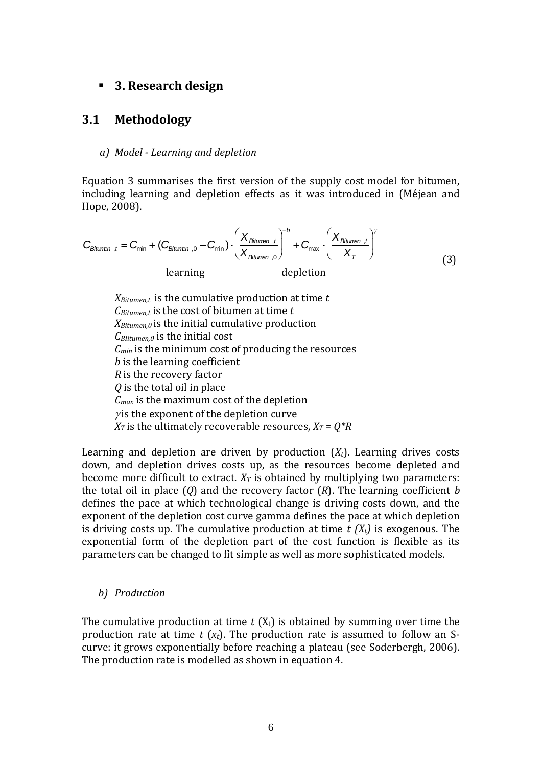- **3. Research design**

## 3.1 Methodology

*a) Model - Learning and depletion*

Equation 3 summarises the first version of the supply cost model for bitumen, including learning and depletion effects as it was introduced in (Méjean and Hope, 2008).

$$C_{Bitumen,t} = \underbrace{C_{\min} + (C_{Bitumen,0} - C_{\min}) \cdot \left( \frac{X_{Bitumen,t}}{X_{Bitumen,0}} \right)^{-b}}_{\text{learning}} + \underbrace{C_{\max} \cdot \left( \frac{X_{Bitumen,t}}{X_T} \right)^{\gamma}}_{\text{depletion}} \tag{3}$$

$X_{Bitumen,t}$ is the cumulative production at time $t$
$C_{Bitumen,t}$ is the cost of bitumen at time $t$
$X_{Bitumen,0}$ is the initial cumulative production
$C_{Blitumen,0}$ is the initial cost
$C_{min}$ is the minimum cost of producing the resources
$b$ is the learning coefficient
$R$ is the recovery factor
$Q$ is the total oil in place
$C_{max}$ is the maximum cost of the depletion
$\gamma$ is the exponent of the depletion curve
$X_T$ is the ultimately recoverable resources, $X_T = Q*R$

Learning and depletion are driven by production ($X_t$). Learning drives costs down, and depletion drives costs up, as the resources become depleted and become more difficult to extract. $X_T$ is obtained by multiplying two parameters: the total oil in place ($Q$) and the recovery factor ($R$). The learning coefficient $b$ defines the pace at which technological change is driving costs down, and the exponent of the depletion cost curve gamma defines the pace at which depletion is driving costs up. The cumulative production at time $t$ $(X_t)$ is exogenous. The exponential form of the depletion part of the cost function is flexible as its parameters can be changed to fit simple as well as more sophisticated models.

*b) Production*

The cumulative production at time $t$ ($X_t$) is obtained by summing over time the production rate at time $t$ ($x_t$). The production rate is assumed to follow an S-curve: it grows exponentially before reaching a plateau (see Soderbergh, 2006). The production rate is modelled as shown in equation 4.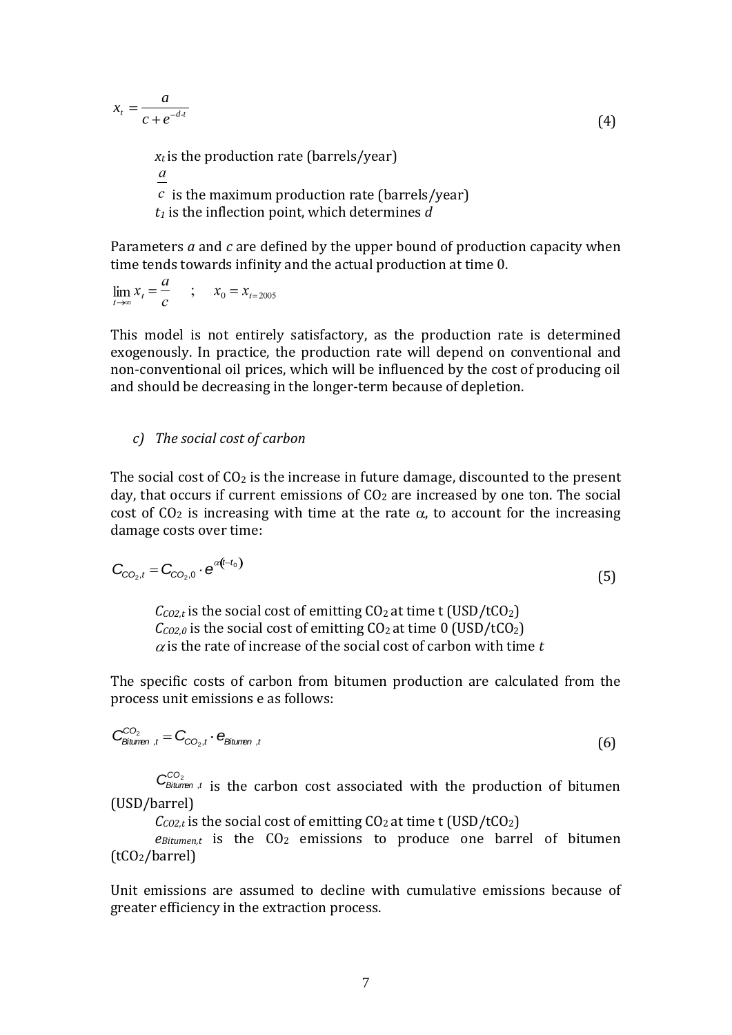$$x_t = \frac{a}{c + e^{-d \cdot t}} \tag{4}$$

$x_t$ is the production rate (barrels/year)
$\frac{a}{c}$ is the maximum production rate (barrels/year)
$t_1$ is the inflection point, which determines $d$

Parameters $a$ and $c$ are defined by the upper bound of production capacity when time tends towards infinity and the actual production at time 0.

$$\lim_{t \to \infty} x_t = \frac{a}{c} \quad ; \quad x_0 = x_{t=2005}$$

This model is not entirely satisfactory, as the production rate is determined exogenously. In practice, the production rate will depend on conventional and non-conventional oil prices, which will be influenced by the cost of producing oil and should be decreasing in the longer-term because of depletion.

### *c) The social cost of carbon*

The social cost of $CO_2$ is the increase in future damage, discounted to the present day, that occurs if current emissions of $CO_2$ are increased by one ton. The social cost of $CO_2$ is increasing with time at the rate $\alpha$, to account for the increasing damage costs over time:

$$C_{CO_2,t} = C_{CO_2,0} \cdot e^{\alpha(t - t_0)} \tag{5}$$

$C_{CO2,t}$ is the social cost of emitting $CO_2$ at time t (USD/t$CO_2$)
$C_{CO2,0}$ is the social cost of emitting $CO_2$ at time 0 (USD/t$CO_2$)
$\alpha$ is the rate of increase of the social cost of carbon with time $t$

The specific costs of carbon from bitumen production are calculated from the process unit emissions e as follows:

$$C_{Bitumen,t}^{CO_2} = C_{CO_2,t} \cdot e_{Bitumen,t} \tag{6}$$

$C_{Bitumen,t}^{CO_2}$ is the carbon cost associated with the production of bitumen (USD/barrel)
$C_{CO2,t}$ is the social cost of emitting $CO_2$ at time t (USD/t$CO_2$)
$e_{Bitumen,t}$ is the $CO_2$ emissions to produce one barrel of bitumen (t$CO_2$/barrel)

Unit emissions are assumed to decline with cumulative emissions because of greater efficiency in the extraction process.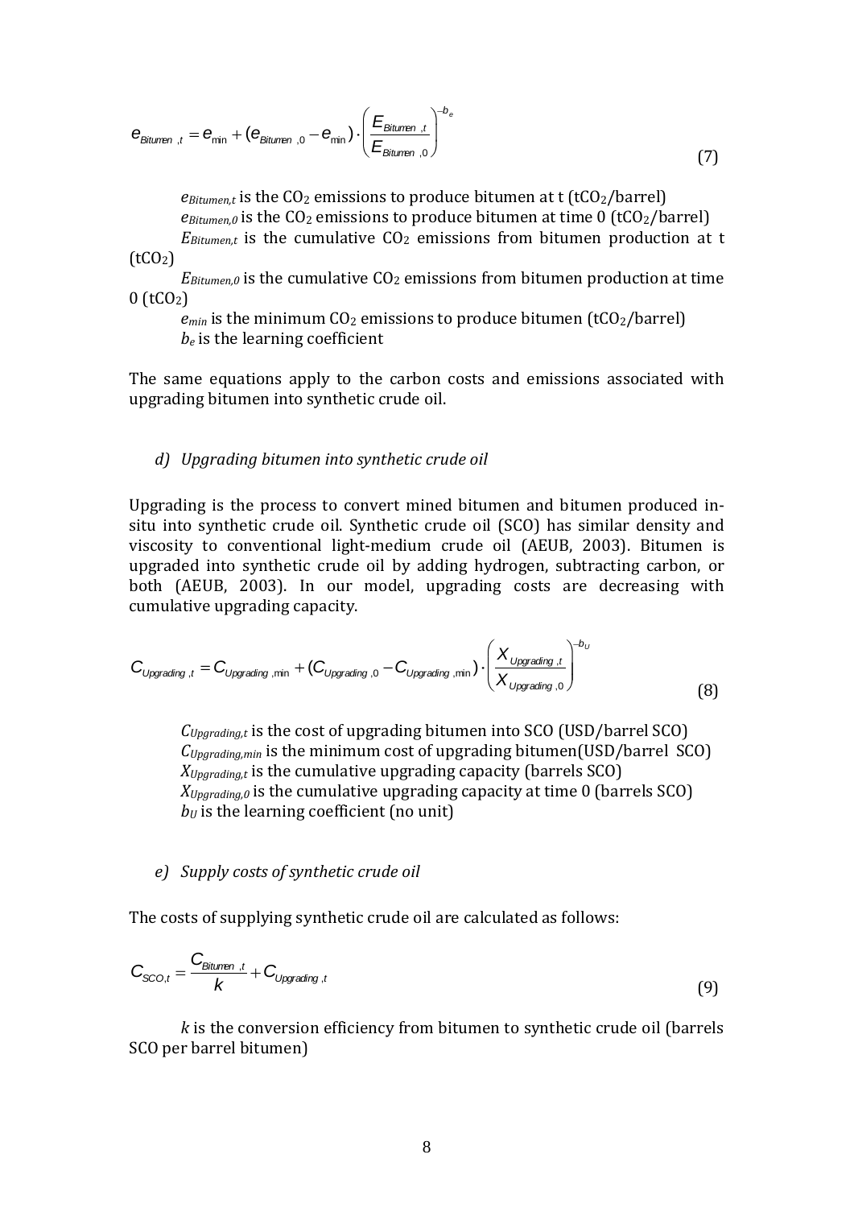$$e_{Bitumen,t} = e_{\min} + (e_{Bitumen,0} - e_{\min}) \cdot \left( \frac{E_{Bitumen,t}}{E_{Bitumen,0}} \right)^{-b_e} \tag{7}$$

$e_{Bitumen,t}$ is the $CO_2$ emissions to produce bitumen at t ($tCO_2$/barrel)
$e_{Bitumen,0}$ is the $CO_2$ emissions to produce bitumen at time 0 ($tCO_2$/barrel)
$E_{Bitumen,t}$ is the cumulative $CO_2$ emissions from bitumen production at t ($tCO_2$)
$E_{Bitumen,0}$ is the cumulative $CO_2$ emissions from bitumen production at time 0 ($tCO_2$)
$e_{min}$ is the minimum $CO_2$ emissions to produce bitumen ($tCO_2$/barrel)
$b_e$ is the learning coefficient

The same equations apply to the carbon costs and emissions associated with upgrading bitumen into synthetic crude oil.

*d) Upgrading bitumen into synthetic crude oil*

Upgrading is the process to convert mined bitumen and bitumen produced in-situ into synthetic crude oil. Synthetic crude oil (SCO) has similar density and viscosity to conventional light-medium crude oil (AEUB, 2003). Bitumen is upgraded into synthetic crude oil by adding hydrogen, subtracting carbon, or both (AEUB, 2003). In our model, upgrading costs are decreasing with cumulative upgrading capacity.

$$C_{Upgrading,t} = C_{Upgrading,\min} + (C_{Upgrading,0} - C_{Upgrading,\min}) \cdot \left( \frac{X_{Upgrading,t}}{X_{Upgrading,0}} \right)^{-b_U} \tag{8}$$

$C_{Upgrading,t}$ is the cost of upgrading bitumen into SCO (USD/barrel SCO)
$C_{Upgrading,min}$ is the minimum cost of upgrading bitumen(USD/barrel SCO)
$X_{Upgrading,t}$ is the cumulative upgrading capacity (barrels SCO)
$X_{Upgrading,0}$ is the cumulative upgrading capacity at time 0 (barrels SCO)
$b_U$ is the learning coefficient (no unit)

*e) Supply costs of synthetic crude oil*

The costs of supplying synthetic crude oil are calculated as follows:

$$C_{SCO,t} = \frac{C_{Bitumen,t}}{k} + C_{Upgrading,t} \tag{9}$$

$k$ is the conversion efficiency from bitumen to synthetic crude oil (barrels SCO per barrel bitumen)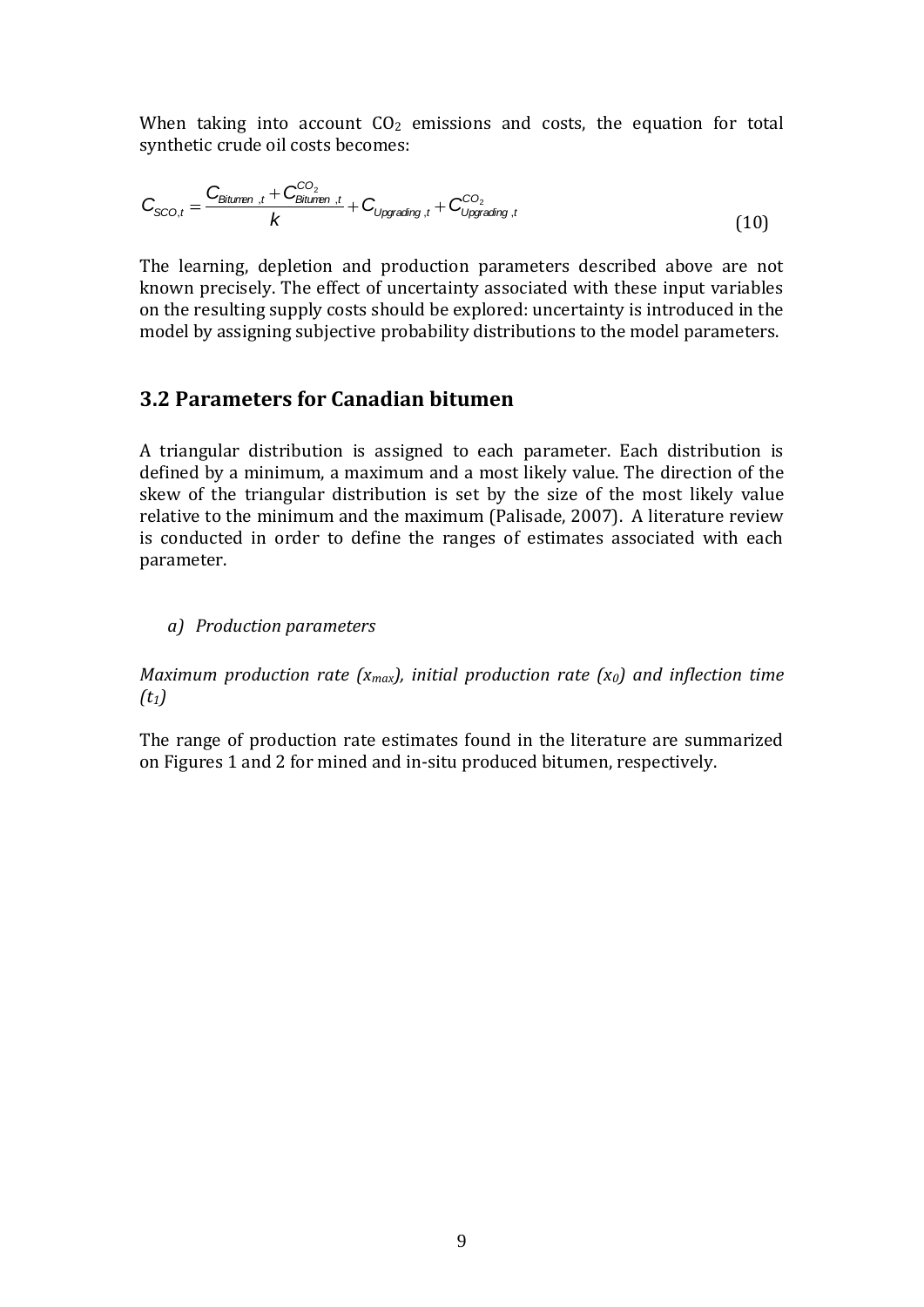When taking into account $CO_2$ emissions and costs, the equation for total synthetic crude oil costs becomes:

$$C_{SCO,t} = \frac{C_{Bitumen,t} + C^{CO_2}_{Bitumen,t}}{k} + C_{Upgrading,t} + C^{CO_2}_{Upgrading,t} \tag{10}$$

The learning, depletion and production parameters described above are not known precisely. The effect of uncertainty associated with these input variables on the resulting supply costs should be explored: uncertainty is introduced in the model by assigning subjective probability distributions to the model parameters.

## 3.2 Parameters for Canadian bitumen

A triangular distribution is assigned to each parameter. Each distribution is defined by a minimum, a maximum and a most likely value. The direction of the skew of the triangular distribution is set by the size of the most likely value relative to the minimum and the maximum (Palisade, 2007). A literature review is conducted in order to define the ranges of estimates associated with each parameter.

*a) Production parameters*

*Maximum production rate ($x_{max}$), initial production rate ($x_0$) and inflection time ($t_1$)*

The range of production rate estimates found in the literature are summarized on Figures 1 and 2 for mined and in-situ produced bitumen, respectively.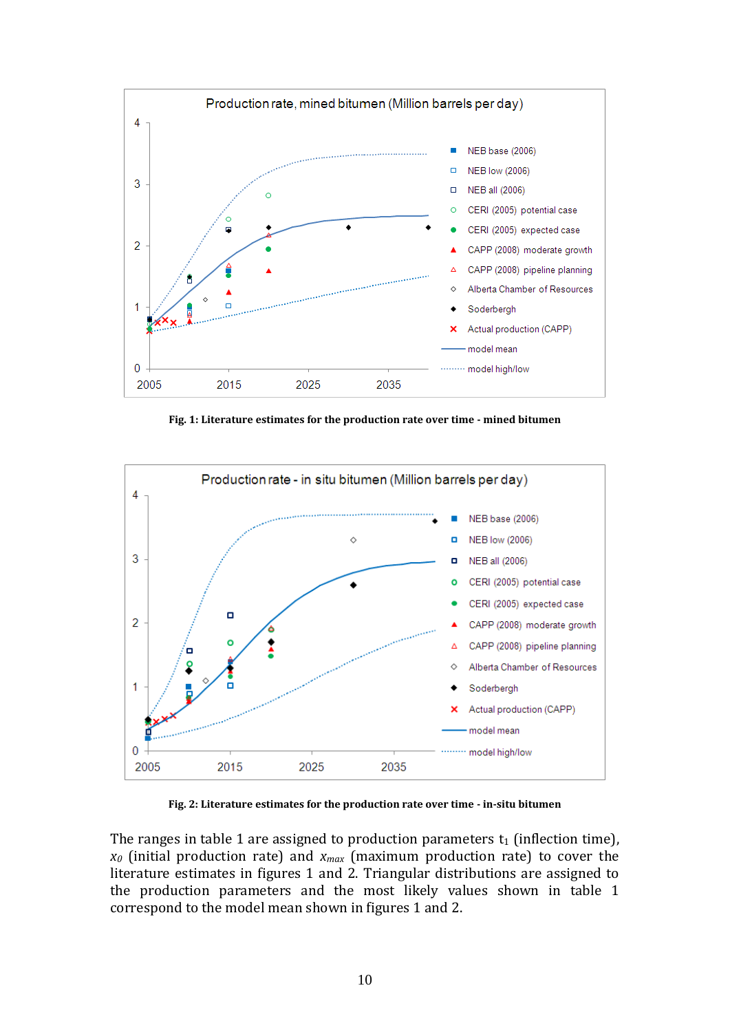Fig. 1: Literature estimates for the production rate over time - mined bitumen

Fig. 2: Literature estimates for the production rate over time - in-situ bitumen

The ranges in table 1 are assigned to production parameters $t_1$ (inflection time), $x_0$ (initial production rate) and $x_{max}$ (maximum production rate) to cover the literature estimates in figures 1 and 2. Triangular distributions are assigned to the production parameters and the most likely values shown in table 1 correspond to the model mean shown in figures 1 and 2.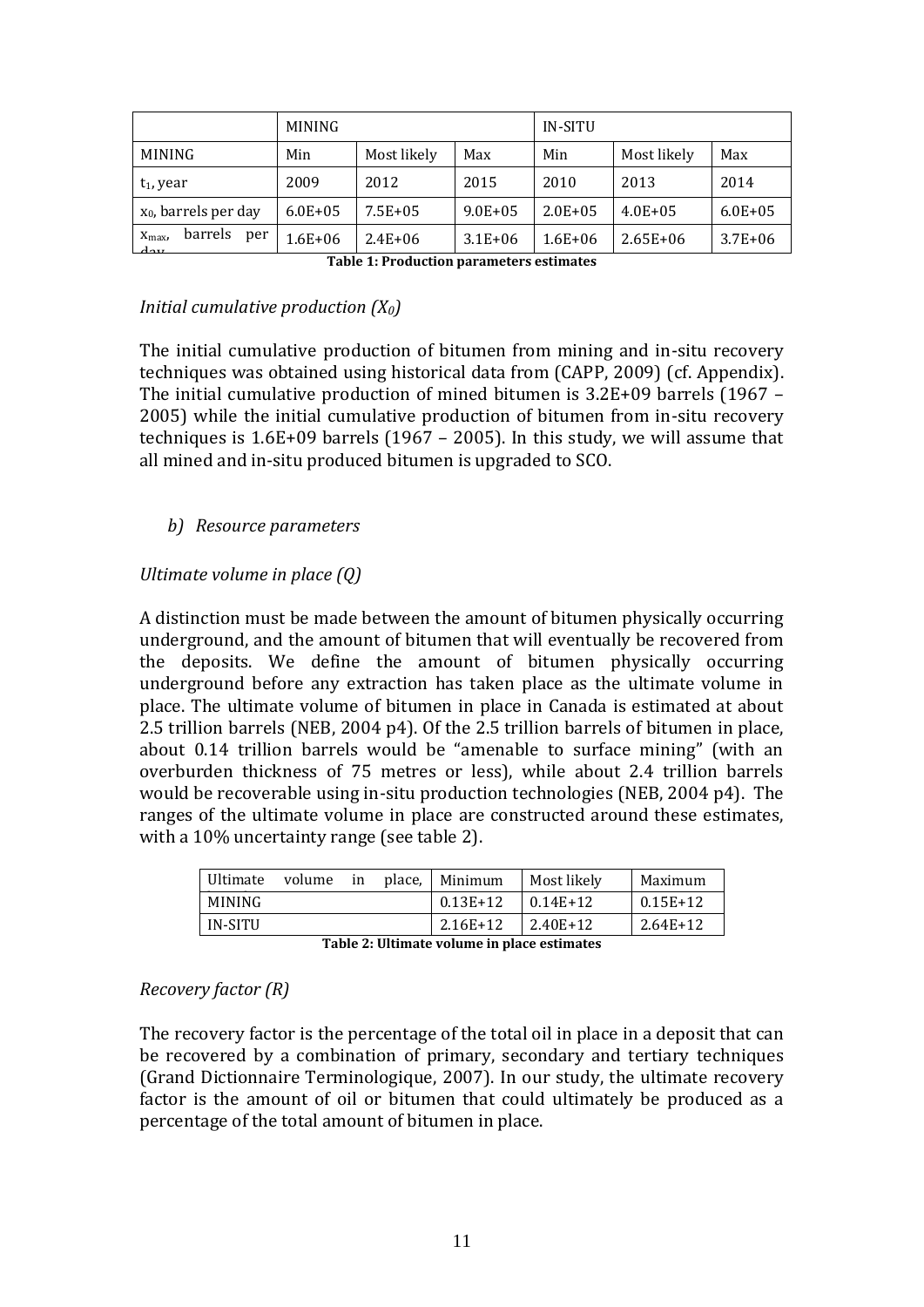| | MINING | | | IN-SITU | | |
|---|---|---|---|---|---|---|
| MINING | Min | Most likely | Max | Min | Most likely | Max |
| $t_1$, year | 2009 | 2012 | 2015 | 2010 | 2013 | 2014 |
| $x_0$, barrels per day | 6.0E+05 | 7.5E+05 | 9.0E+05 | 2.0E+05 | 4.0E+05 | 6.0E+05 |
| $x_{max}$, barrels per day | 1.6E+06 | 2.4E+06 | 3.1E+06 | 1.6E+06 | 2.65E+06 | 3.7E+06 |

**Table 1: Production parameters estimates**

*Initial cumulative production ($X_0$)*

The initial cumulative production of bitumen from mining and in-situ recovery techniques was obtained using historical data from (CAPP, 2009) (cf. Appendix). The initial cumulative production of mined bitumen is 3.2E+09 barrels (1967 – 2005) while the initial cumulative production of bitumen from in-situ recovery techniques is 1.6E+09 barrels (1967 – 2005). In this study, we will assume that all mined and in-situ produced bitumen is upgraded to SCO.

### *b) Resource parameters*

*Ultimate volume in place (Q)*

A distinction must be made between the amount of bitumen physically occurring underground, and the amount of bitumen that will eventually be recovered from the deposits. We define the amount of bitumen physically occurring underground before any extraction has taken place as the ultimate volume in place. The ultimate volume of bitumen in place in Canada is estimated at about 2.5 trillion barrels (NEB, 2004 p4). Of the 2.5 trillion barrels of bitumen in place, about 0.14 trillion barrels would be "amenable to surface mining" (with an overburden thickness of 75 metres or less), while about 2.4 trillion barrels would be recoverable using in-situ production technologies (NEB, 2004 p4). The ranges of the ultimate volume in place are constructed around these estimates, with a 10% uncertainty range (see table 2).

| Ultimate volume in place, | Minimum | Most likely | Maximum |
|---|---|---|---|
| MINING | 0.13E+12 | 0.14E+12 | 0.15E+12 |
| IN-SITU | 2.16E+12 | 2.40E+12 | 2.64E+12 |

**Table 2: Ultimate volume in place estimates**

*Recovery factor (R)*

The recovery factor is the percentage of the total oil in place in a deposit that can be recovered by a combination of primary, secondary and tertiary techniques (Grand Dictionnaire Terminologique, 2007). In our study, the ultimate recovery factor is the amount of oil or bitumen that could ultimately be produced as a percentage of the total amount of bitumen in place.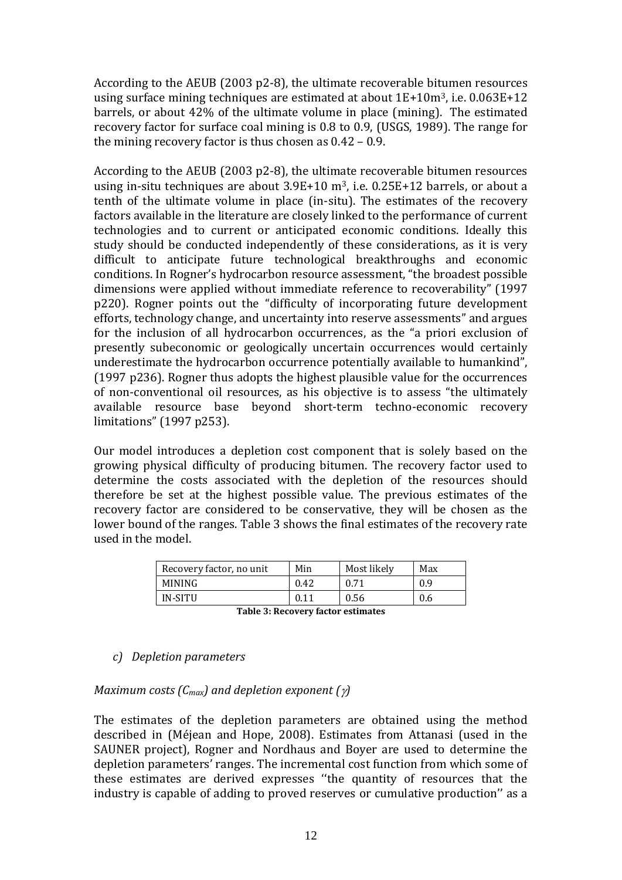According to the AEUB (2003 p2-8), the ultimate recoverable bitumen resources using surface mining techniques are estimated at about 1E+10m$^3$, i.e. 0.063E+12 barrels, or about 42% of the ultimate volume in place (mining). The estimated recovery factor for surface coal mining is 0.8 to 0.9, (USGS, 1989). The range for the mining recovery factor is thus chosen as 0.42 – 0.9.

According to the AEUB (2003 p2-8), the ultimate recoverable bitumen resources using in-situ techniques are about 3.9E+10 m$^3$, i.e. 0.25E+12 barrels, or about a tenth of the ultimate volume in place (in-situ). The estimates of the recovery factors available in the literature are closely linked to the performance of current technologies and to current or anticipated economic conditions. Ideally this study should be conducted independently of these considerations, as it is very difficult to anticipate future technological breakthroughs and economic conditions. In Rogner's hydrocarbon resource assessment, "the broadest possible dimensions were applied without immediate reference to recoverability" (1997 p220). Rogner points out the "difficulty of incorporating future development efforts, technology change, and uncertainty into reserve assessments" and argues for the inclusion of all hydrocarbon occurrences, as the "a priori exclusion of presently subeconomic or geologically uncertain occurrences would certainly underestimate the hydrocarbon occurrence potentially available to humankind", (1997 p236). Rogner thus adopts the highest plausible value for the occurrences of non-conventional oil resources, as his objective is to assess "the ultimately available resource base beyond short-term techno-economic recovery limitations" (1997 p253).

Our model introduces a depletion cost component that is solely based on the growing physical difficulty of producing bitumen. The recovery factor used to determine the costs associated with the depletion of the resources should therefore be set at the highest possible value. The previous estimates of the recovery factor are considered to be conservative, they will be chosen as the lower bound of the ranges. Table 3 shows the final estimates of the recovery rate used in the model.

| Recovery factor, no unit | Min | Most likely | Max |
|---|---|---|---|
| MINING | 0.42 | 0.71 | 0.9 |
| IN-SITU | 0.11 | 0.56 | 0.6 |

**Table 3: Recovery factor estimates**

### *c) Depletion parameters*

*Maximum costs ($C_{max}$) and depletion exponent ($\gamma$)*

The estimates of the depletion parameters are obtained using the method described in (Méjean and Hope, 2008). Estimates from Attanasi (used in the SAUNER project), Rogner and Nordhaus and Boyer are used to determine the depletion parameters' ranges. The incremental cost function from which some of these estimates are derived expresses ''the quantity of resources that the industry is capable of adding to proved reserves or cumulative production'' as a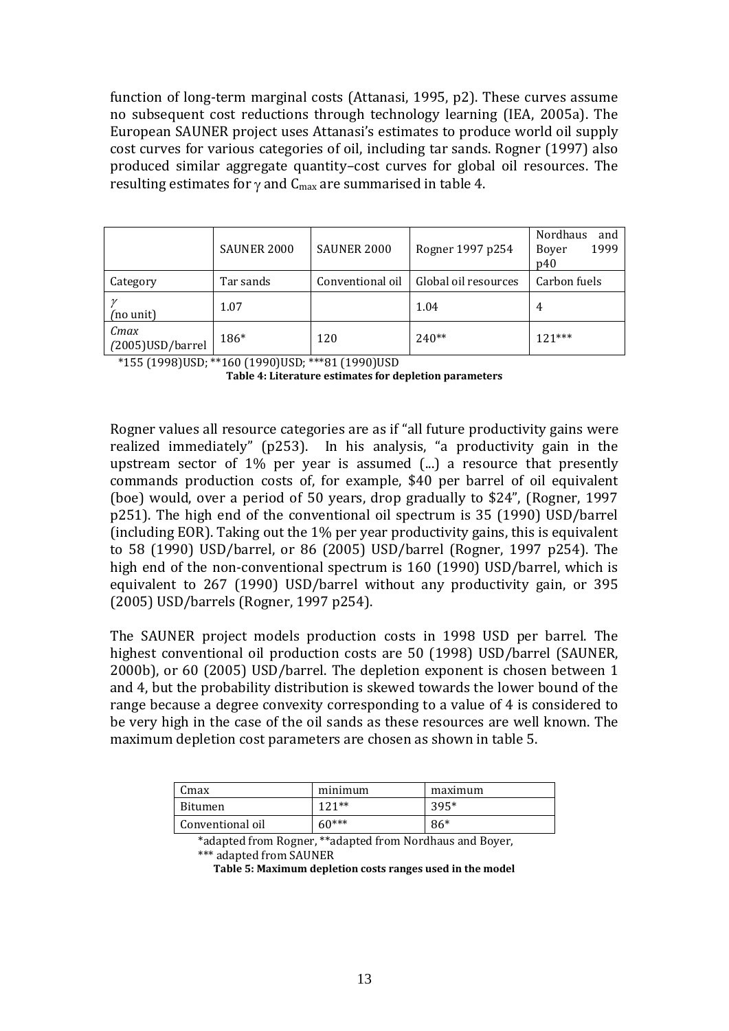function of long-term marginal costs (Attanasi, 1995, p2). These curves assume no subsequent cost reductions through technology learning (IEA, 2005a). The European SAUNER project uses Attanasi's estimates to produce world oil supply cost curves for various categories of oil, including tar sands. Rogner (1997) also produced similar aggregate quantity–cost curves for global oil resources. The resulting estimates for $\gamma$ and $C_{max}$ are summarised in table 4.

| | SAUNER 2000 | SAUNER 2000 | Rogner 1997 p254 | Nordhaus and Boyer 1999 p40 |
|---|---|---|---|---|
| Category | Tar sands | Conventional oil | Global oil resources | Carbon fuels |
| $\gamma$ *(no unit)* | 1.07 | | 1.04 | 4 |
| *Cmax (2005)USD/barrel* | 186* | 120 | 240** | 121*** |

*155 (1998)USD; **160 (1990)USD; ***81 (1990)USD

**Table 4: Literature estimates for depletion parameters**

Rogner values all resource categories are as if "all future productivity gains were realized immediately" (p253). In his analysis, "a productivity gain in the upstream sector of 1% per year is assumed (...) a resource that presently commands production costs of, for example, $40 per barrel of oil equivalent (boe) would, over a period of 50 years, drop gradually to $24", (Rogner, 1997 p251). The high end of the conventional oil spectrum is 35 (1990) USD/barrel (including EOR). Taking out the 1% per year productivity gains, this is equivalent to 58 (1990) USD/barrel, or 86 (2005) USD/barrel (Rogner, 1997 p254). The high end of the non-conventional spectrum is 160 (1990) USD/barrel, which is equivalent to 267 (1990) USD/barrel without any productivity gain, or 395 (2005) USD/barrels (Rogner, 1997 p254).

The SAUNER project models production costs in 1998 USD per barrel. The highest conventional oil production costs are 50 (1998) USD/barrel (SAUNER, 2000b), or 60 (2005) USD/barrel. The depletion exponent is chosen between 1 and 4, but the probability distribution is skewed towards the lower bound of the range because a degree convexity corresponding to a value of 4 is considered to be very high in the case of the oil sands as these resources are well known. The maximum depletion cost parameters are chosen as shown in table 5.

| Cmax | minimum | maximum |
|---|---|---|
| Bitumen | 121** | 395* |
| Conventional oil | 60*** | 86* |

*adapted from Rogner, **adapted from Nordhaus and Boyer, *** adapted from SAUNER

**Table 5: Maximum depletion costs ranges used in the model**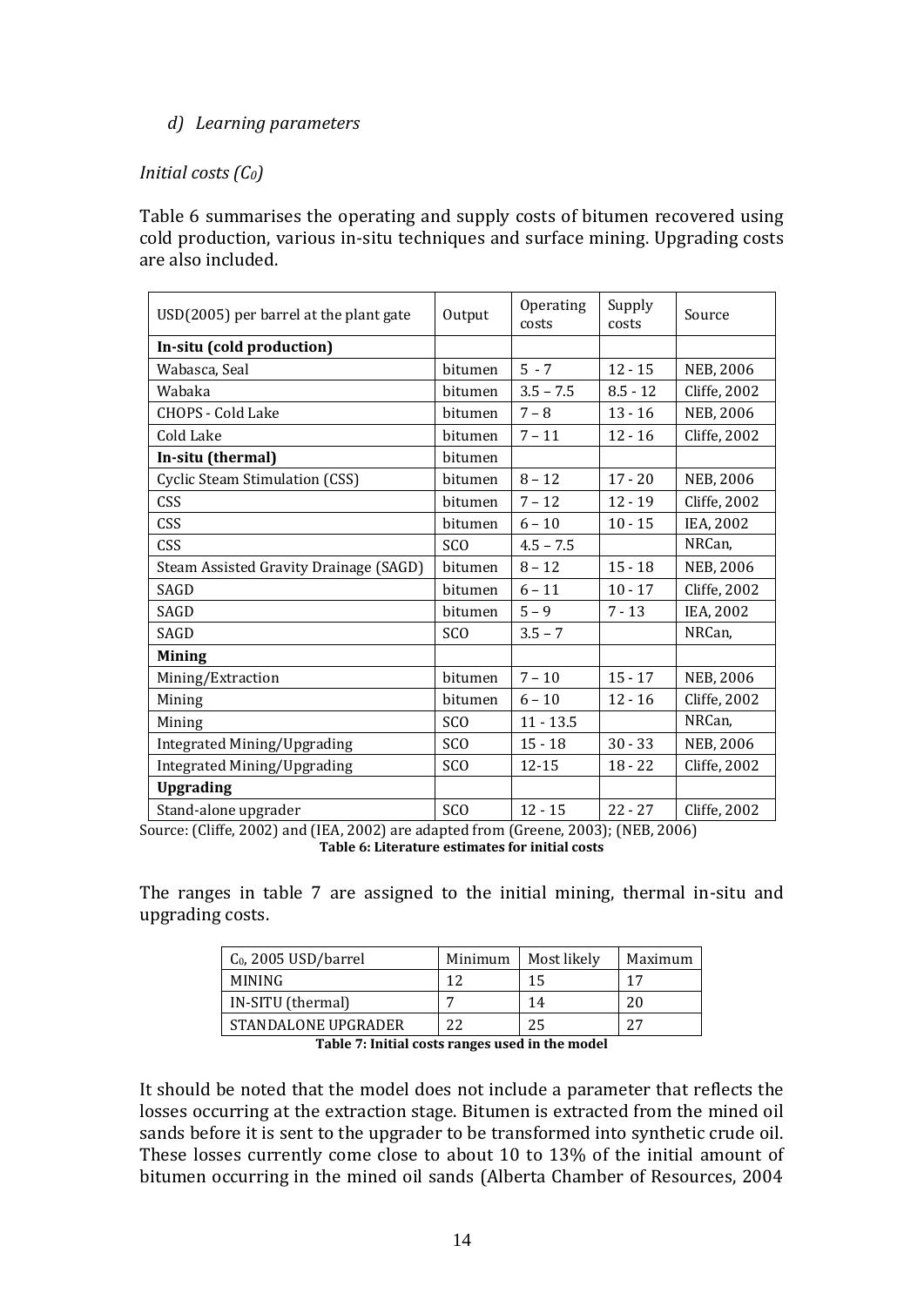*d) Learning parameters*

*Initial costs ($C_0$)*

Table 6 summarises the operating and supply costs of bitumen recovered using cold production, various in-situ techniques and surface mining. Upgrading costs are also included.

| USD(2005) per barrel at the plant gate | Output | Operating costs | Supply costs | Source |
|---|---|---|---|---|
| **In-situ (cold production)** | | | | |
| Wabasca, Seal | bitumen | 5 - 7 | 12 - 15 | NEB, 2006 |
| Wabaka | bitumen | 3.5 – 7.5 | 8.5 - 12 | Cliffe, 2002 |
| CHOPS - Cold Lake | bitumen | 7 – 8 | 13 - 16 | NEB, 2006 |
| Cold Lake | bitumen | 7 – 11 | 12 - 16 | Cliffe, 2002 |
| **In-situ (thermal)** | bitumen | | | |
| Cyclic Steam Stimulation (CSS) | bitumen | 8 – 12 | 17 - 20 | NEB, 2006 |
| CSS | bitumen | 7 – 12 | 12 - 19 | Cliffe, 2002 |
| CSS | bitumen | 6 – 10 | 10 - 15 | IEA, 2002 |
| CSS | SCO | 4.5 – 7.5 | | NRCan, |
| Steam Assisted Gravity Drainage (SAGD) | bitumen | 8 – 12 | 15 - 18 | NEB, 2006 |
| SAGD | bitumen | 6 – 11 | 10 - 17 | Cliffe, 2002 |
| SAGD | bitumen | 5 – 9 | 7 - 13 | IEA, 2002 |
| SAGD | SCO | 3.5 – 7 | | NRCan, |
| **Mining** | | | | |
| Mining/Extraction | bitumen | 7 – 10 | 15 - 17 | NEB, 2006 |
| Mining | bitumen | 6 – 10 | 12 - 16 | Cliffe, 2002 |
| Mining | SCO | 11 - 13.5 | | NRCan, |
| Integrated Mining/Upgrading | SCO | 15 - 18 | 30 - 33 | NEB, 2006 |
| Integrated Mining/Upgrading | SCO | 12-15 | 18 - 22 | Cliffe, 2002 |
| **Upgrading** | | | | |
| Stand-alone upgrader | SCO | 12 - 15 | 22 - 27 | Cliffe, 2002 |

Source: (Cliffe, 2002) and (IEA, 2002) are adapted from (Greene, 2003); (NEB, 2006)

**Table 6: Literature estimates for initial costs**

The ranges in table 7 are assigned to the initial mining, thermal in-situ and upgrading costs.

| $C_0$, 2005 USD/barrel | Minimum | Most likely | Maximum |
|---|---|---|---|
| MINING | 12 | 15 | 17 |
| IN-SITU (thermal) | 7 | 14 | 20 |
| STANDALONE UPGRADER | 22 | 25 | 27 |

**Table 7: Initial costs ranges used in the model**

It should be noted that the model does not include a parameter that reflects the losses occurring at the extraction stage. Bitumen is extracted from the mined oil sands before it is sent to the upgrader to be transformed into synthetic crude oil. These losses currently come close to about 10 to 13% of the initial amount of bitumen occurring in the mined oil sands (Alberta Chamber of Resources, 2004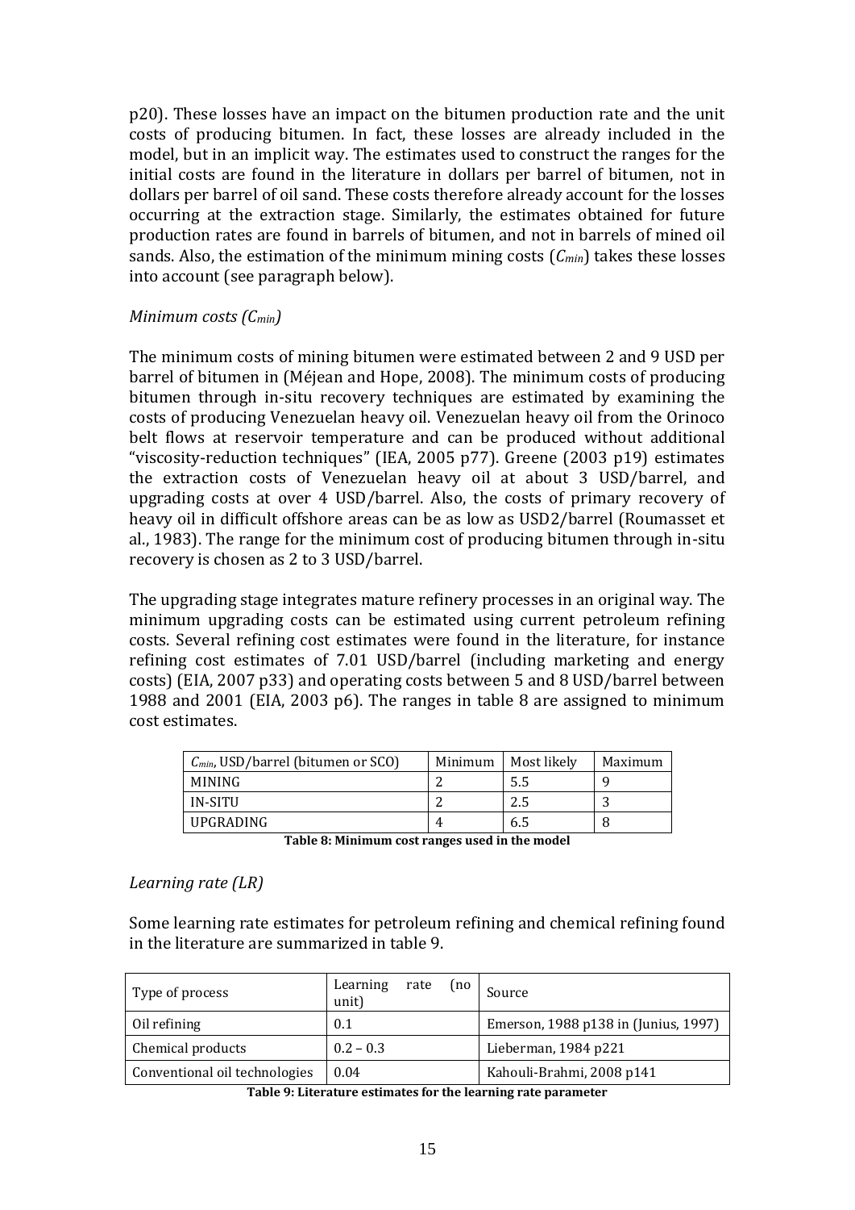p20). These losses have an impact on the bitumen production rate and the unit costs of producing bitumen. In fact, these losses are already included in the model, but in an implicit way. The estimates used to construct the ranges for the initial costs are found in the literature in dollars per barrel of bitumen, not in dollars per barrel of oil sand. These costs therefore already account for the losses occurring at the extraction stage. Similarly, the estimates obtained for future production rates are found in barrels of bitumen, and not in barrels of mined oil sands. Also, the estimation of the minimum mining costs ($C_{min}$) takes these losses into account (see paragraph below).

*Minimum costs ($C_{min}$)*

The minimum costs of mining bitumen were estimated between 2 and 9 USD per barrel of bitumen in (Méjean and Hope, 2008). The minimum costs of producing bitumen through in-situ recovery techniques are estimated by examining the costs of producing Venezuelan heavy oil. Venezuelan heavy oil from the Orinoco belt flows at reservoir temperature and can be produced without additional "viscosity-reduction techniques" (IEA, 2005 p77). Greene (2003 p19) estimates the extraction costs of Venezuelan heavy oil at about 3 USD/barrel, and upgrading costs at over 4 USD/barrel. Also, the costs of primary recovery of heavy oil in difficult offshore areas can be as low as USD2/barrel (Roumasset et al., 1983). The range for the minimum cost of producing bitumen through in-situ recovery is chosen as 2 to 3 USD/barrel.

The upgrading stage integrates mature refinery processes in an original way. The minimum upgrading costs can be estimated using current petroleum refining costs. Several refining cost estimates were found in the literature, for instance refining cost estimates of 7.01 USD/barrel (including marketing and energy costs) (EIA, 2007 p33) and operating costs between 5 and 8 USD/barrel between 1988 and 2001 (EIA, 2003 p6). The ranges in table 8 are assigned to minimum cost estimates.

| $C_{min}$, USD/barrel (bitumen or SCO) | Minimum | Most likely | Maximum |
|---|---|---|---|
| MINING | 2 | 5.5 | 9 |
| IN-SITU | 2 | 2.5 | 3 |
| UPGRADING | 4 | 6.5 | 8 |

**Table 8: Minimum cost ranges used in the model**

*Learning rate (LR)*

Some learning rate estimates for petroleum refining and chemical refining found in the literature are summarized in table 9.

| Type of process | Learning rate (no unit) | Source |
|---|---|---|
| Oil refining | 0.1 | Emerson, 1988 p138 in (Junius, 1997) |
| Chemical products | 0.2 – 0.3 | Lieberman, 1984 p221 |
| Conventional oil technologies | 0.04 | Kahouli-Brahmi, 2008 p141 |

**Table 9: Literature estimates for the learning rate parameter**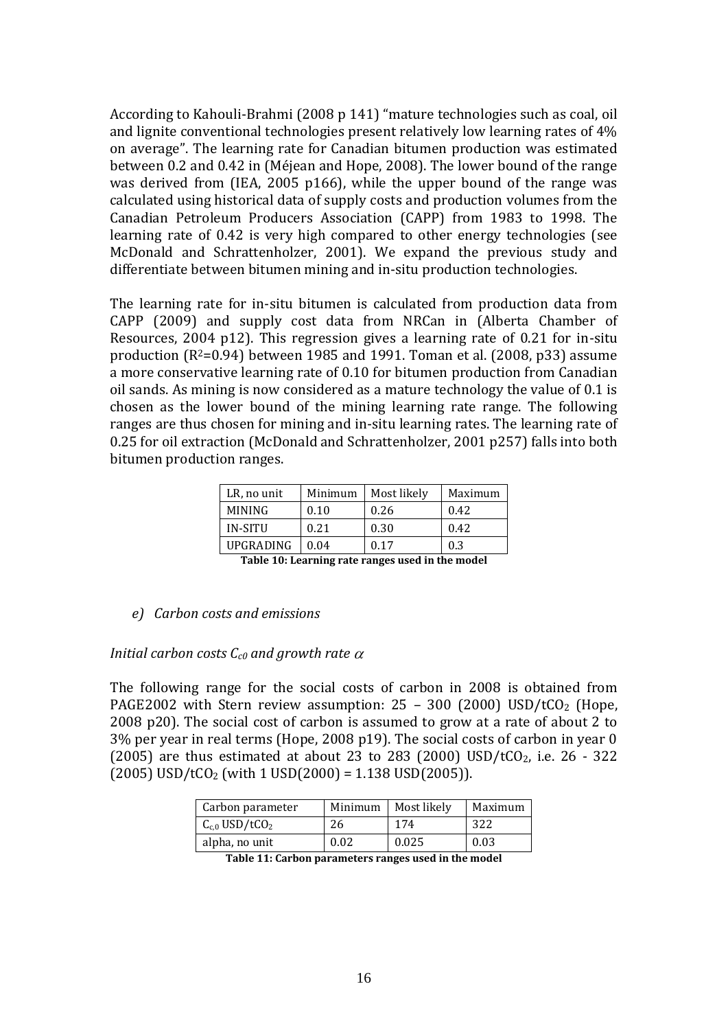According to Kahouli-Brahmi (2008 p 141) "mature technologies such as coal, oil and lignite conventional technologies present relatively low learning rates of 4% on average". The learning rate for Canadian bitumen production was estimated between 0.2 and 0.42 in (Méjean and Hope, 2008). The lower bound of the range was derived from (IEA, 2005 p166), while the upper bound of the range was calculated using historical data of supply costs and production volumes from the Canadian Petroleum Producers Association (CAPP) from 1983 to 1998. The learning rate of 0.42 is very high compared to other energy technologies (see McDonald and Schrattenholzer, 2001). We expand the previous study and differentiate between bitumen mining and in-situ production technologies.

The learning rate for in-situ bitumen is calculated from production data from CAPP (2009) and supply cost data from NRCan in (Alberta Chamber of Resources, 2004 p12). This regression gives a learning rate of 0.21 for in-situ production ($R^2$=0.94) between 1985 and 1991. Toman et al. (2008, p33) assume a more conservative learning rate of 0.10 for bitumen production from Canadian oil sands. As mining is now considered as a mature technology the value of 0.1 is chosen as the lower bound of the mining learning rate range. The following ranges are thus chosen for mining and in-situ learning rates. The learning rate of 0.25 for oil extraction (McDonald and Schrattenholzer, 2001 p257) falls into both bitumen production ranges.

| LR, no unit | Minimum | Most likely | Maximum |
|---|---|---|---|
| MINING | 0.10 | 0.26 | 0.42 |
| IN-SITU | 0.21 | 0.30 | 0.42 |
| UPGRADING | 0.04 | 0.17 | 0.3 |

**Table 10: Learning rate ranges used in the model**

*e) Carbon costs and emissions*

*Initial carbon costs $C_{c0}$ and growth rate $\alpha$*

The following range for the social costs of carbon in 2008 is obtained from PAGE2002 with Stern review assumption: 25 – 300 (2000) USD/t$CO_2$ (Hope, 2008 p20). The social cost of carbon is assumed to grow at a rate of about 2 to 3% per year in real terms (Hope, 2008 p19). The social costs of carbon in year 0 (2005) are thus estimated at about 23 to 283 (2000) USD/t$CO_2$, i.e. 26 - 322 (2005) USD/t$CO_2$ (with 1 USD(2000) = 1.138 USD(2005)).

| Carbon parameter | Minimum | Most likely | Maximum |
|---|---|---|---|
| $C_{c,0}$ USD/t$CO_2$ | 26 | 174 | 322 |
| alpha, no unit | 0.02 | 0.025 | 0.03 |

**Table 11: Carbon parameters ranges used in the model**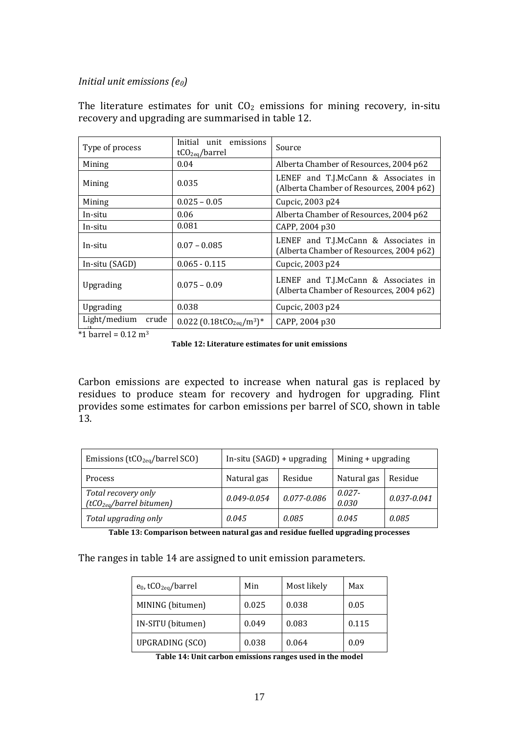*Initial unit emissions ($e_0$)*

The literature estimates for unit $CO_2$ emissions for mining recovery, in-situ recovery and upgrading are summarised in table 12.

| Type of process | Initial unit emissions $tCO_{2eq}$/barrel | Source |
|---|---|---|
| Mining | 0.04 | Alberta Chamber of Resources, 2004 p62 |
| Mining | 0.035 | LENEF and T.J.McCann & Associates in (Alberta Chamber of Resources, 2004 p62) |
| Mining | 0.025 – 0.05 | Cupcic, 2003 p24 |
| In-situ | 0.06 | Alberta Chamber of Resources, 2004 p62 |
| In-situ | 0.081 | CAPP, 2004 p30 |
| In-situ | 0.07 – 0.085 | LENEF and T.J.McCann & Associates in (Alberta Chamber of Resources, 2004 p62) |
| In-situ (SAGD) | 0.065 - 0.115 | Cupcic, 2003 p24 |
| Upgrading | 0.075 – 0.09 | LENEF and T.J.McCann & Associates in (Alberta Chamber of Resources, 2004 p62) |
| Upgrading | 0.038 | Cupcic, 2003 p24 |
| Light/medium crude oil | 0.022 (0.18$tCO_{2eq}/m^3$)* | CAPP, 2004 p30 |

*1 barrel = 0.12 $m^3$

**Table 12: Literature estimates for unit emissions**

Carbon emissions are expected to increase when natural gas is replaced by residues to produce steam for recovery and hydrogen for upgrading. Flint provides some estimates for carbon emissions per barrel of SCO, shown in table 13.

| Emissions ($tCO_{2eq}$/barrel SCO) | In-situ (SAGD) + upgrading | | Mining + upgrading | |
|---|---|---|---|---|
| Process | Natural gas | Residue | Natural gas | Residue |
| *Total recovery only ($tCO_{2eq}$/barrel bitumen)* | *0.049-0.054* | *0.077-0.086* | *0.027-0.030* | *0.037-0.041* |
| *Total upgrading only* | *0.045* | *0.085* | *0.045* | *0.085* |

**Table 13: Comparison between natural gas and residue fuelled upgrading processes**

The ranges in table 14 are assigned to unit emission parameters.

| $e_0$, $tCO_{2eq}$/barrel | Min | Most likely | Max |
|---|---|---|---|
| MINING (bitumen) | 0.025 | 0.038 | 0.05 |
| IN-SITU (bitumen) | 0.049 | 0.083 | 0.115 |
| UPGRADING (SCO) | 0.038 | 0.064 | 0.09 |

**Table 14: Unit carbon emissions ranges used in the model**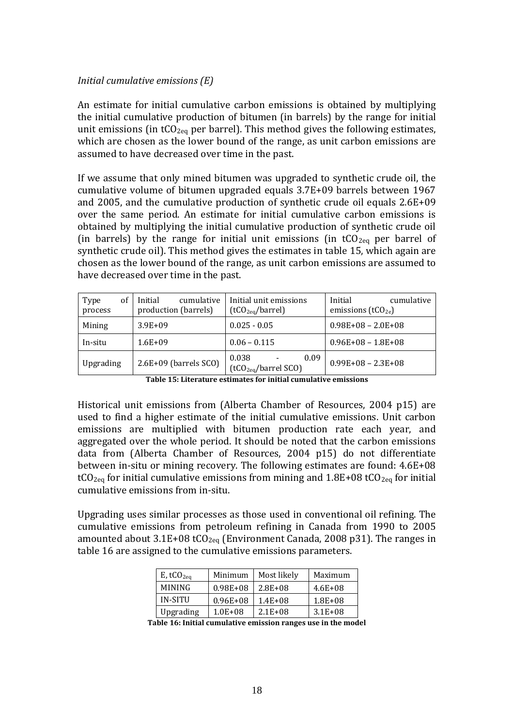*Initial cumulative emissions (E)*

An estimate for initial cumulative carbon emissions is obtained by multiplying the initial cumulative production of bitumen (in barrels) by the range for initial unit emissions (in $tCO_{2eq}$ per barrel). This method gives the following estimates, which are chosen as the lower bound of the range, as unit carbon emissions are assumed to have decreased over time in the past.

If we assume that only mined bitumen was upgraded to synthetic crude oil, the cumulative volume of bitumen upgraded equals 3.7E+09 barrels between 1967 and 2005, and the cumulative production of synthetic crude oil equals 2.6E+09 over the same period. An estimate for initial cumulative carbon emissions is obtained by multiplying the initial cumulative production of synthetic crude oil (in barrels) by the range for initial unit emissions (in $tCO_{2eq}$ per barrel of synthetic crude oil). This method gives the estimates in table 15, which again are chosen as the lower bound of the range, as unit carbon emissions are assumed to have decreased over time in the past.

| Type of process | Initial cumulative production (barrels) | Initial unit emissions ($tCO_{2eq}$/barrel) | Initial cumulative emissions ($tCO_{2e}$) |
|---|---|---|---|
| Mining | 3.9E+09 | 0.025 - 0.05 | 0.98E+08 – 2.0E+08 |
| In-situ | 1.6E+09 | 0.06 – 0.115 | 0.96E+08 – 1.8E+08 |
| Upgrading | 2.6E+09 (barrels SCO) | 0.038 - 0.09 ($tCO_{2eq}$/barrel SCO) | 0.99E+08 – 2.3E+08 |

**Table 15: Literature estimates for initial cumulative emissions**

Historical unit emissions from (Alberta Chamber of Resources, 2004 p15) are used to find a higher estimate of the initial cumulative emissions. Unit carbon emissions are multiplied with bitumen production rate each year, and aggregated over the whole period. It should be noted that the carbon emissions data from (Alberta Chamber of Resources, 2004 p15) do not differentiate between in-situ or mining recovery. The following estimates are found: 4.6E+08 $tCO_{2eq}$ for initial cumulative emissions from mining and 1.8E+08 $tCO_{2eq}$ for initial cumulative emissions from in-situ.

Upgrading uses similar processes as those used in conventional oil refining. The cumulative emissions from petroleum refining in Canada from 1990 to 2005 amounted about 3.1E+08 $tCO_{2eq}$ (Environment Canada, 2008 p31). The ranges in table 16 are assigned to the cumulative emissions parameters.

| E, $tCO_{2eq}$ | Minimum | Most likely | Maximum |
|---|---|---|---|
| MINING | 0.98E+08 | 2.8E+08 | 4.6E+08 |
| IN-SITU | 0.96E+08 | 1.4E+08 | 1.8E+08 |
| Upgrading | 1.0E+08 | 2.1E+08 | 3.1E+08 |

**Table 16: Initial cumulative emission ranges use in the model**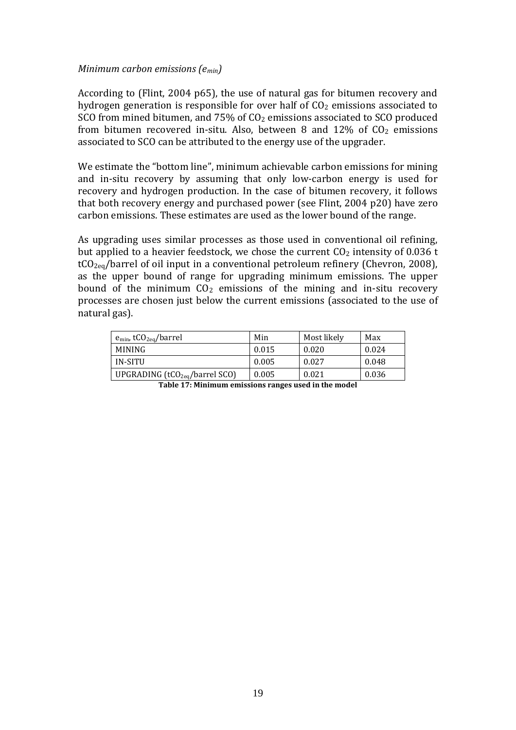*Minimum carbon emissions ($e_{min}$)*

According to (Flint, 2004 p65), the use of natural gas for bitumen recovery and hydrogen generation is responsible for over half of $CO_2$ emissions associated to SCO from mined bitumen, and 75% of $CO_2$ emissions associated to SCO produced from bitumen recovered in-situ. Also, between 8 and 12% of $CO_2$ emissions associated to SCO can be attributed to the energy use of the upgrader.

We estimate the "bottom line", minimum achievable carbon emissions for mining and in-situ recovery by assuming that only low-carbon energy is used for recovery and hydrogen production. In the case of bitumen recovery, it follows that both recovery energy and purchased power (see Flint, 2004 p20) have zero carbon emissions. These estimates are used as the lower bound of the range.

As upgrading uses similar processes as those used in conventional oil refining, but applied to a heavier feedstock, we chose the current $CO_2$ intensity of 0.036 t $tCO_{2eq}$/barrel of oil input in a conventional petroleum refinery (Chevron, 2008), as the upper bound of range for upgrading minimum emissions. The upper bound of the minimum $CO_2$ emissions of the mining and in-situ recovery processes are chosen just below the current emissions (associated to the use of natural gas).

| $e_{min}$, $tCO_{2eq}$/barrel | Min | Most likely | Max |
|---|---|---|---|
| MINING | 0.015 | 0.020 | 0.024 |
| IN-SITU | 0.005 | 0.027 | 0.048 |
| UPGRADING ($tCO_{2eq}$/barrel SCO) | 0.005 | 0.021 | 0.036 |

**Table 17: Minimum emissions ranges used in the model**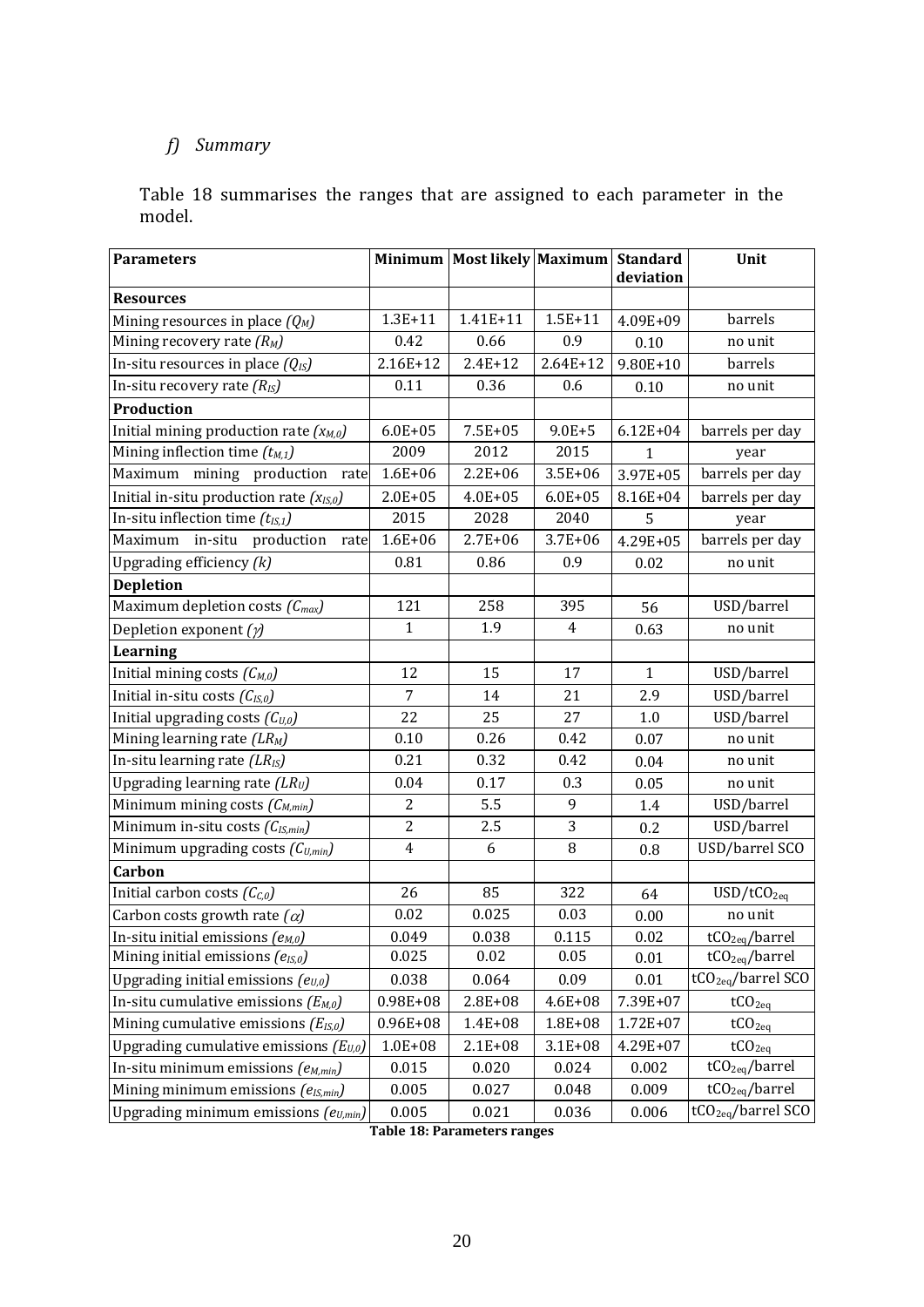### *f) Summary*

Table 18 summarises the ranges that are assigned to each parameter in the model.

| Parameters | Minimum | Most likely | Maximum | Standard deviation | Unit |
|---|---|---|---|---|---|
| **Resources** | | | | | |
| Mining resources in place *($Q_M$)* | 1.3E+11 | 1.41E+11 | 1.5E+11 | 4.09E+09 | barrels |
| Mining recovery rate *($R_M$)* | 0.42 | 0.66 | 0.9 | 0.10 | no unit |
| In-situ resources in place *($Q_{IS}$)* | 2.16E+12 | 2.4E+12 | 2.64E+12 | 9.80E+10 | barrels |
| In-situ recovery rate *($R_{IS}$)* | 0.11 | 0.36 | 0.6 | 0.10 | no unit |
| **Production** | | | | | |
| Initial mining production rate *($x_{M,0}$)* | 6.0E+05 | 7.5E+05 | 9.0E+5 | 6.12E+04 | barrels per day |
| Mining inflection time *($t_{M,1}$)* | 2009 | 2012 | 2015 | 1 | year |
| Maximum mining production rate | 1.6E+06 | 2.2E+06 | 3.5E+06 | 3.97E+05 | barrels per day |
| Initial in-situ production rate *($x_{IS,0}$)* | 2.0E+05 | 4.0E+05 | 6.0E+05 | 8.16E+04 | barrels per day |
| In-situ inflection time *($t_{IS,1}$)* | 2015 | 2028 | 2040 | 5 | year |
| Maximum in-situ production rate | 1.6E+06 | 2.7E+06 | 3.7E+06 | 4.29E+05 | barrels per day |
| Upgrading efficiency *($k$)* | 0.81 | 0.86 | 0.9 | 0.02 | no unit |
| **Depletion** | | | | | |
| Maximum depletion costs *($C_{max}$)* | 121 | 258 | 395 | 56 | USD/barrel |
| Depletion exponent *($\gamma$)* | 1 | 1.9 | 4 | 0.63 | no unit |
| **Learning** | | | | | |
| Initial mining costs *($C_{M,0}$)* | 12 | 15 | 17 | 1 | USD/barrel |
| Initial in-situ costs *($C_{IS,0}$)* | 7 | 14 | 21 | 2.9 | USD/barrel |
| Initial upgrading costs *($C_{U,0}$)* | 22 | 25 | 27 | 1.0 | USD/barrel |
| Mining learning rate *($LR_M$)* | 0.10 | 0.26 | 0.42 | 0.07 | no unit |
| In-situ learning rate *($LR_{IS}$)* | 0.21 | 0.32 | 0.42 | 0.04 | no unit |
| Upgrading learning rate *($LR_U$)* | 0.04 | 0.17 | 0.3 | 0.05 | no unit |
| Minimum mining costs *($C_{M,min}$)* | 2 | 5.5 | 9 | 1.4 | USD/barrel |
| Minimum in-situ costs *($C_{IS,min}$)* | 2 | 2.5 | 3 | 0.2 | USD/barrel |
| Minimum upgrading costs *($C_{U,min}$)* | 4 | 6 | 8 | 0.8 | USD/barrel SCO |
| **Carbon** | | | | | |
| Initial carbon costs *($C_{C,0}$)* | 26 | 85 | 322 | 64 | USD/t$CO_{2eq}$ |
| Carbon costs growth rate *($\alpha$)* | 0.02 | 0.025 | 0.03 | 0.00 | no unit |
| In-situ initial emissions *($e_{M,0}$)* | 0.049 | 0.038 | 0.115 | 0.02 | t$CO_{2eq}$/barrel |
| Mining initial emissions *($e_{IS,0}$)* | 0.025 | 0.02 | 0.05 | 0.01 | t$CO_{2eq}$/barrel |
| Upgrading initial emissions *($e_{U,0}$)* | 0.038 | 0.064 | 0.09 | 0.01 | t$CO_{2eq}$/barrel SCO |
| In-situ cumulative emissions *($E_{M,0}$)* | 0.98E+08 | 2.8E+08 | 4.6E+08 | 7.39E+07 | t$CO_{2eq}$ |
| Mining cumulative emissions *($E_{IS,0}$)* | 0.96E+08 | 1.4E+08 | 1.8E+08 | 1.72E+07 | t$CO_{2eq}$ |
| Upgrading cumulative emissions *($E_{U,0}$)* | 1.0E+08 | 2.1E+08 | 3.1E+08 | 4.29E+07 | t$CO_{2eq}$ |
| In-situ minimum emissions *($e_{M,min}$)* | 0.015 | 0.020 | 0.024 | 0.002 | t$CO_{2eq}$/barrel |
| Mining minimum emissions *($e_{IS,min}$)* | 0.005 | 0.027 | 0.048 | 0.009 | t$CO_{2eq}$/barrel |
| Upgrading minimum emissions *($e_{U,min}$)* | 0.005 | 0.021 | 0.036 | 0.006 | t$CO_{2eq}$/barrel SCO |

**Table 18: Parameters ranges**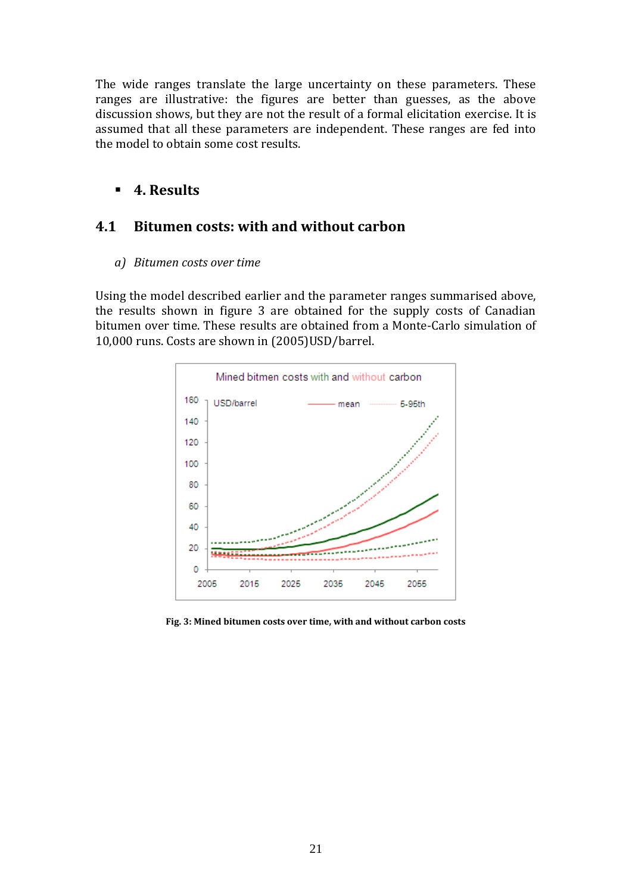The wide ranges translate the large uncertainty on these parameters. These ranges are illustrative: the figures are better than guesses, as the above discussion shows, but they are not the result of a formal elicitation exercise. It is assumed that all these parameters are independent. These ranges are fed into the model to obtain some cost results.

- **4. Results**

## 4.1 Bitumen costs: with and without carbon

### *a) Bitumen costs over time*

Using the model described earlier and the parameter ranges summarised above, the results shown in figure 3 are obtained for the supply costs of Canadian bitumen over time. These results are obtained from a Monte-Carlo simulation of 10,000 runs. Costs are shown in (2005)USD/barrel.

**Fig. 3: Mined bitumen costs over time, with and without carbon costs**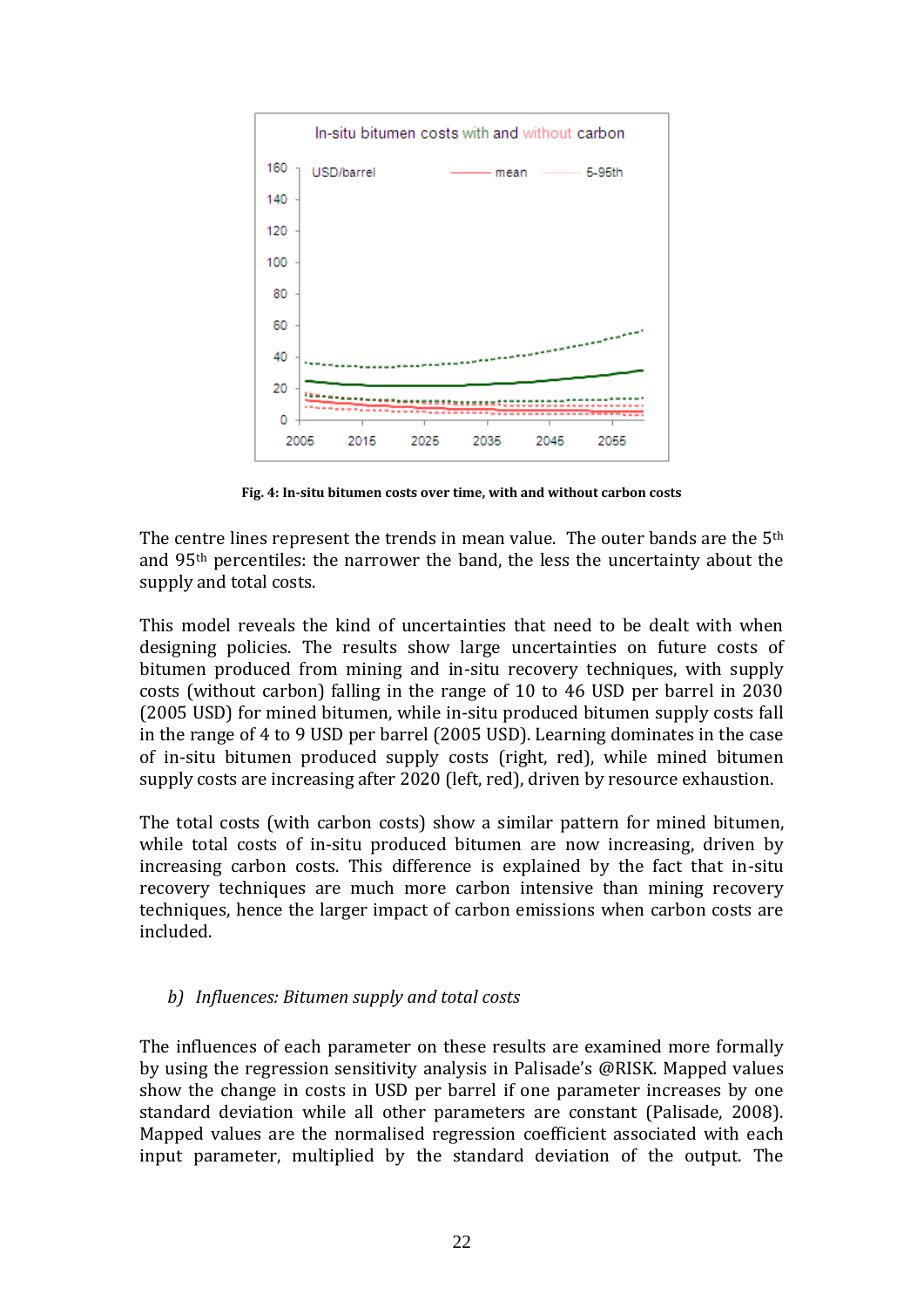Fig. 4: In-situ bitumen costs over time, with and without carbon costs

The centre lines represent the trends in mean value. The outer bands are the 5th and 95th percentiles: the narrower the band, the less the uncertainty about the supply and total costs.

This model reveals the kind of uncertainties that need to be dealt with when designing policies. The results show large uncertainties on future costs of bitumen produced from mining and in-situ recovery techniques, with supply costs (without carbon) falling in the range of 10 to 46 USD per barrel in 2030 (2005 USD) for mined bitumen, while in-situ produced bitumen supply costs fall in the range of 4 to 9 USD per barrel (2005 USD). Learning dominates in the case of in-situ bitumen produced supply costs (right, red), while mined bitumen supply costs are increasing after 2020 (left, red), driven by resource exhaustion.

The total costs (with carbon costs) show a similar pattern for mined bitumen, while total costs of in-situ produced bitumen are now increasing, driven by increasing carbon costs. This difference is explained by the fact that in-situ recovery techniques are much more carbon intensive than mining recovery techniques, hence the larger impact of carbon emissions when carbon costs are included.

*b) Influences: Bitumen supply and total costs*

The influences of each parameter on these results are examined more formally by using the regression sensitivity analysis in Palisade's @RISK. Mapped values show the change in costs in USD per barrel if one parameter increases by one standard deviation while all other parameters are constant (Palisade, 2008). Mapped values are the normalised regression coefficient associated with each input parameter, multiplied by the standard deviation of the output. The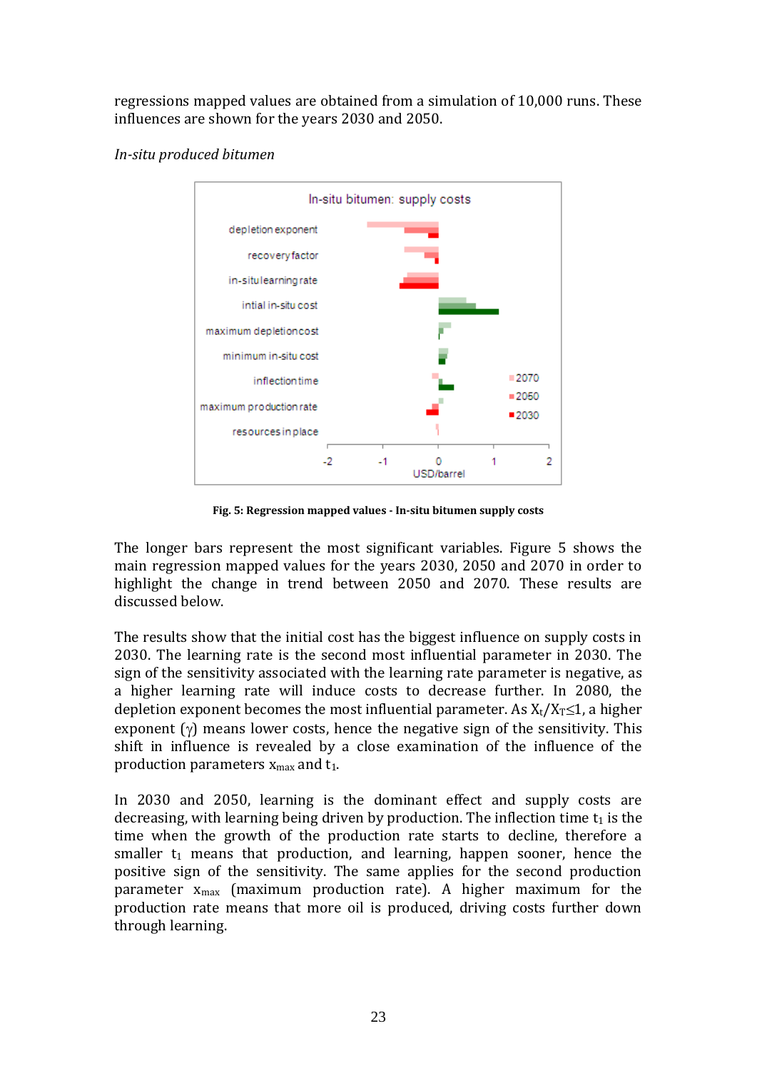regressions mapped values are obtained from a simulation of 10,000 runs. These influences are shown for the years 2030 and 2050.

*In-situ produced bitumen*

Fig. 5: Regression mapped values - In-situ bitumen supply costs

The longer bars represent the most significant variables. Figure 5 shows the main regression mapped values for the years 2030, 2050 and 2070 in order to highlight the change in trend between 2050 and 2070. These results are discussed below.

The results show that the initial cost has the biggest influence on supply costs in 2030. The learning rate is the second most influential parameter in 2030. The sign of the sensitivity associated with the learning rate parameter is negative, as a higher learning rate will induce costs to decrease further. In 2080, the depletion exponent becomes the most influential parameter. As $X_t/X_T \leq 1$, a higher exponent ($\gamma$) means lower costs, hence the negative sign of the sensitivity. This shift in influence is revealed by a close examination of the influence of the production parameters $x_{max}$ and $t_1$.

In 2030 and 2050, learning is the dominant effect and supply costs are decreasing, with learning being driven by production. The inflection time $t_1$ is the time when the growth of the production rate starts to decline, therefore a smaller $t_1$ means that production, and learning, happen sooner, hence the positive sign of the sensitivity. The same applies for the second production parameter $x_{max}$ (maximum production rate). A higher maximum for the production rate means that more oil is produced, driving costs further down through learning.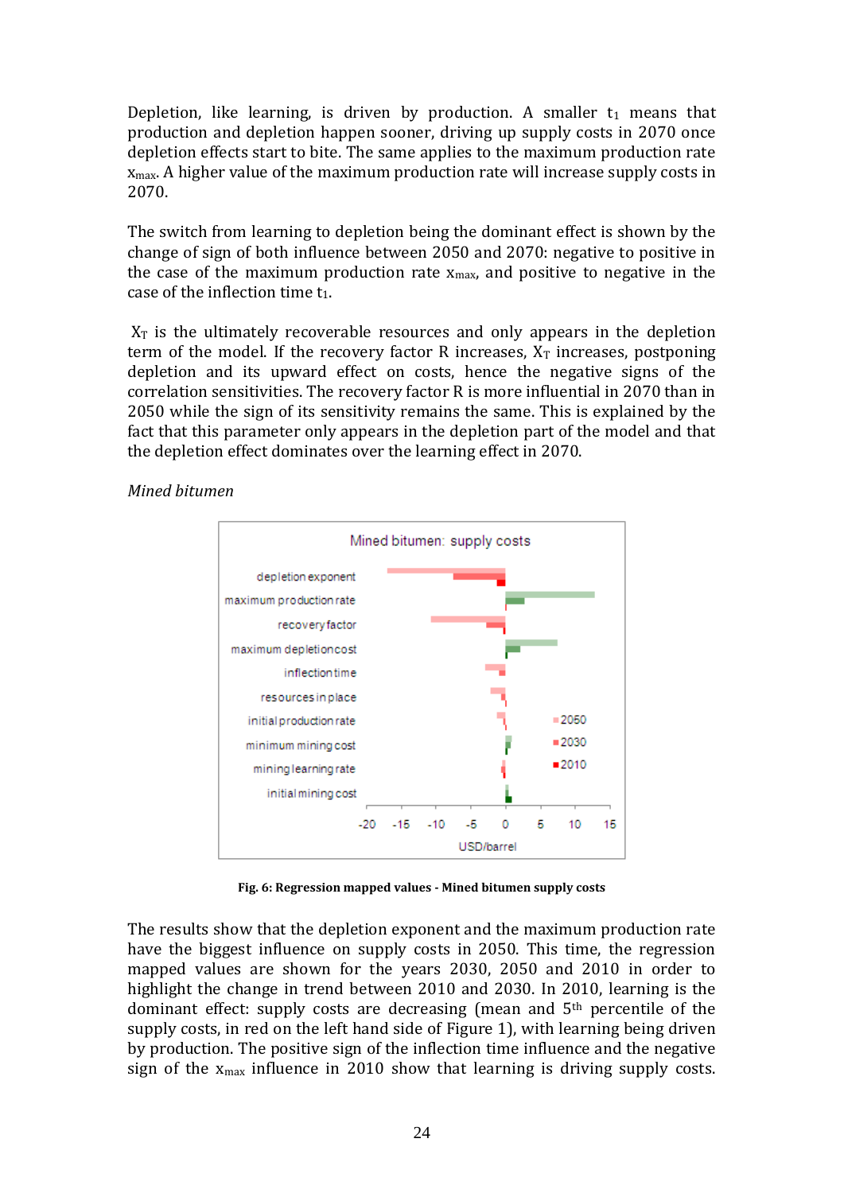Depletion, like learning, is driven by production. A smaller $t_1$ means that production and depletion happen sooner, driving up supply costs in 2070 once depletion effects start to bite. The same applies to the maximum production rate $x_{max}$. A higher value of the maximum production rate will increase supply costs in 2070.

The switch from learning to depletion being the dominant effect is shown by the change of sign of both influence between 2050 and 2070: negative to positive in the case of the maximum production rate $x_{max}$, and positive to negative in the case of the inflection time $t_1$.

$X_T$ is the ultimately recoverable resources and only appears in the depletion term of the model. If the recovery factor R increases, $X_T$ increases, postponing depletion and its upward effect on costs, hence the negative signs of the correlation sensitivities. The recovery factor R is more influential in 2070 than in 2050 while the sign of its sensitivity remains the same. This is explained by the fact that this parameter only appears in the depletion part of the model and that the depletion effect dominates over the learning effect in 2070.

*Mined bitumen*

**Fig. 6: Regression mapped values - Mined bitumen supply costs**

The results show that the depletion exponent and the maximum production rate have the biggest influence on supply costs in 2050. This time, the regression mapped values are shown for the years 2030, 2050 and 2010 in order to highlight the change in trend between 2010 and 2030. In 2010, learning is the dominant effect: supply costs are decreasing (mean and 5[th] percentile of the supply costs, in red on the left hand side of Figure 1), with learning being driven by production. The positive sign of the inflection time influence and the negative sign of the $x_{max}$ influence in 2010 show that learning is driving supply costs.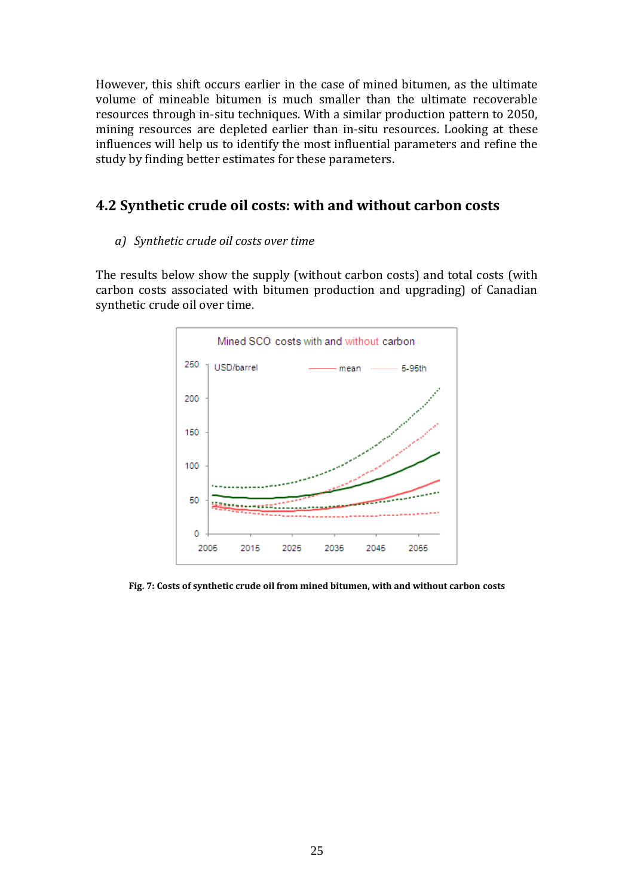However, this shift occurs earlier in the case of mined bitumen, as the ultimate volume of mineable bitumen is much smaller than the ultimate recoverable resources through in-situ techniques. With a similar production pattern to 2050, mining resources are depleted earlier than in-situ resources. Looking at these influences will help us to identify the most influential parameters and refine the study by finding better estimates for these parameters.

## 4.2 Synthetic crude oil costs: with and without carbon costs

*a) Synthetic crude oil costs over time*

The results below show the supply (without carbon costs) and total costs (with carbon costs associated with bitumen production and upgrading) of Canadian synthetic crude oil over time.

**Fig. 7: Costs of synthetic crude oil from mined bitumen, with and without carbon costs**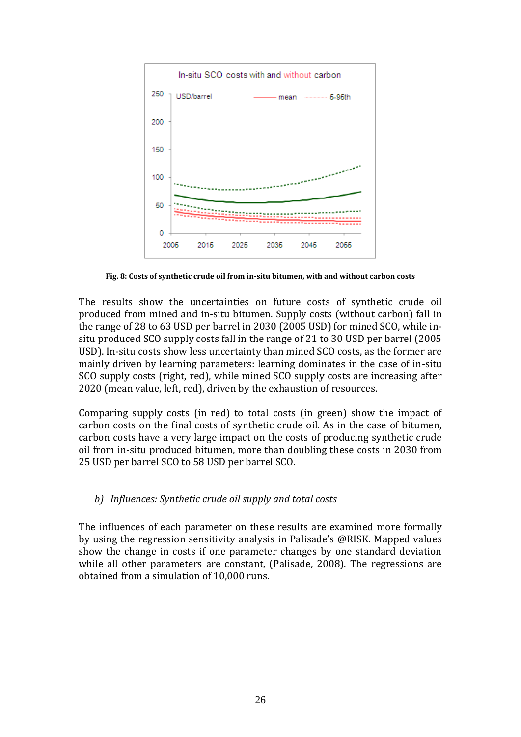Fig. 8: Costs of synthetic crude oil from in-situ bitumen, with and without carbon costs

The results show the uncertainties on future costs of synthetic crude oil produced from mined and in-situ bitumen. Supply costs (without carbon) fall in the range of 28 to 63 USD per barrel in 2030 (2005 USD) for mined SCO, while in-situ produced SCO supply costs fall in the range of 21 to 30 USD per barrel (2005 USD). In-situ costs show less uncertainty than mined SCO costs, as the former are mainly driven by learning parameters: learning dominates in the case of in-situ SCO supply costs (right, red), while mined SCO supply costs are increasing after 2020 (mean value, left, red), driven by the exhaustion of resources.

Comparing supply costs (in red) to total costs (in green) show the impact of carbon costs on the final costs of synthetic crude oil. As in the case of bitumen, carbon costs have a very large impact on the costs of producing synthetic crude oil from in-situ produced bitumen, more than doubling these costs in 2030 from 25 USD per barrel SCO to 58 USD per barrel SCO.

### b) *Influences: Synthetic crude oil supply and total costs*

The influences of each parameter on these results are examined more formally by using the regression sensitivity analysis in Palisade's @RISK. Mapped values show the change in costs if one parameter changes by one standard deviation while all other parameters are constant, (Palisade, 2008). The regressions are obtained from a simulation of 10,000 runs.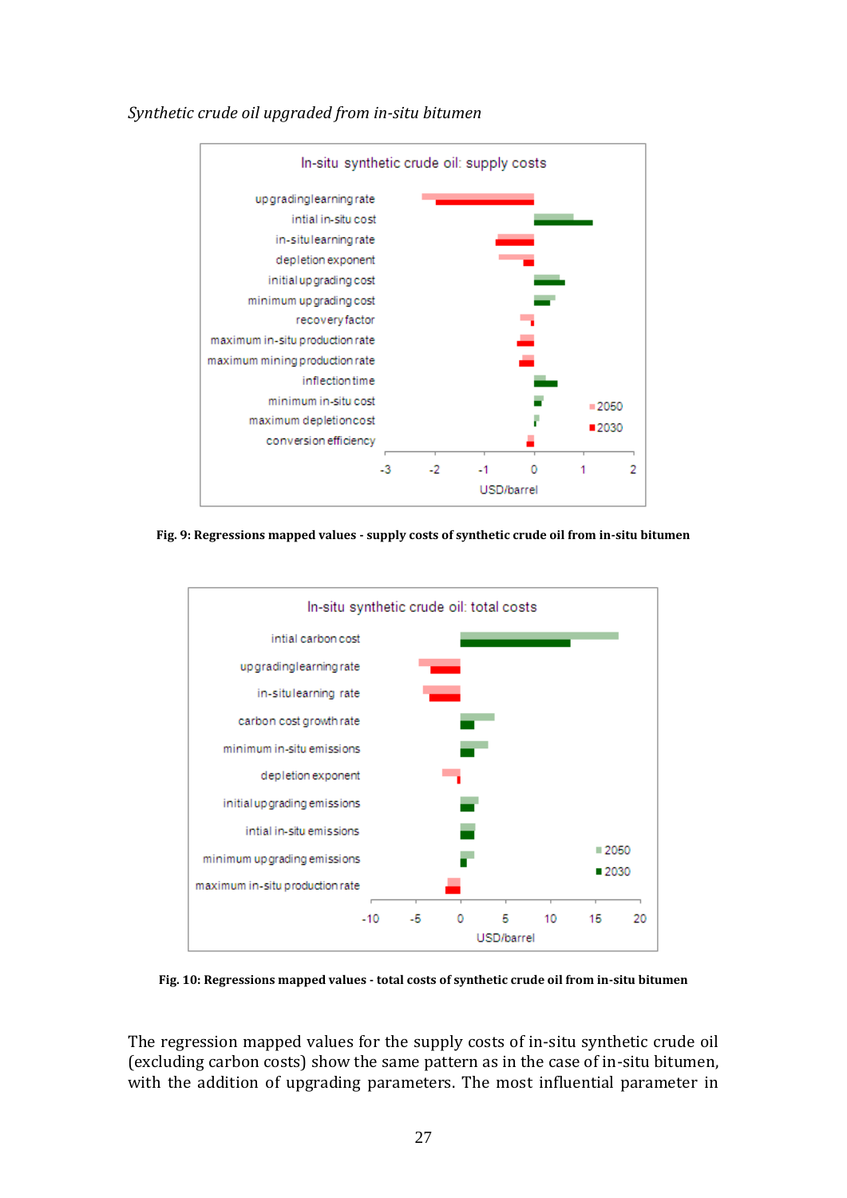*Synthetic crude oil upgraded from in-situ bitumen*

**Fig. 9: Regressions mapped values - supply costs of synthetic crude oil from in-situ bitumen**

**Fig. 10: Regressions mapped values - total costs of synthetic crude oil from in-situ bitumen**

The regression mapped values for the supply costs of in-situ synthetic crude oil (excluding carbon costs) show the same pattern as in the case of in-situ bitumen, with the addition of upgrading parameters. The most influential parameter in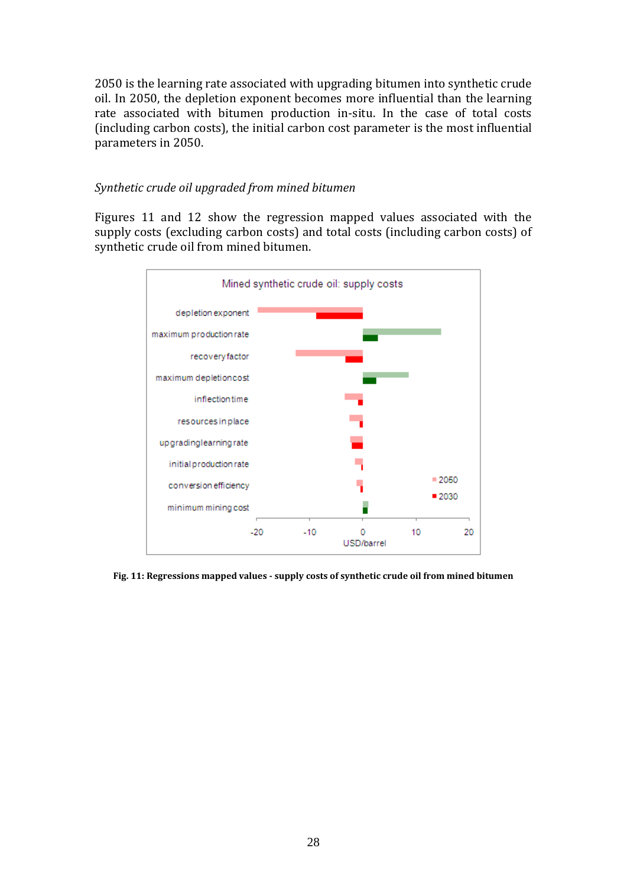2050 is the learning rate associated with upgrading bitumen into synthetic crude oil. In 2050, the depletion exponent becomes more influential than the learning rate associated with bitumen production in-situ. In the case of total costs (including carbon costs), the initial carbon cost parameter is the most influential parameters in 2050.

*Synthetic crude oil upgraded from mined bitumen*

Figures 11 and 12 show the regression mapped values associated with the supply costs (excluding carbon costs) and total costs (including carbon costs) of synthetic crude oil from mined bitumen.

**Fig. 11: Regressions mapped values - supply costs of synthetic crude oil from mined bitumen**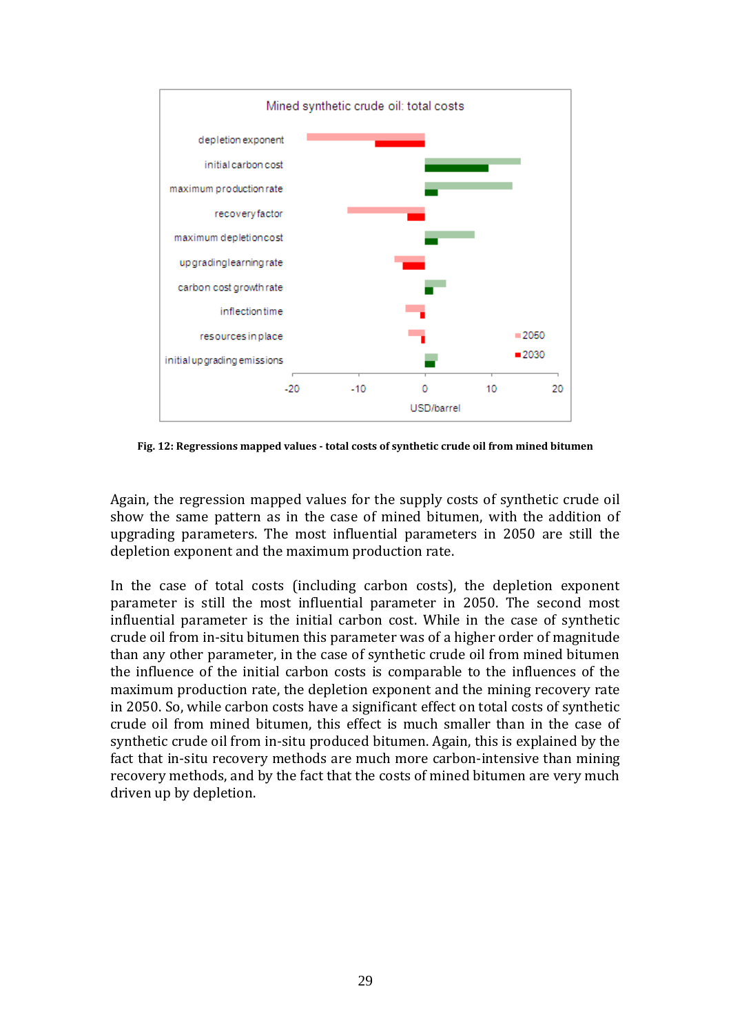Fig. 12: Regressions mapped values - total costs of synthetic crude oil from mined bitumen

Again, the regression mapped values for the supply costs of synthetic crude oil show the same pattern as in the case of mined bitumen, with the addition of upgrading parameters. The most influential parameters in 2050 are still the depletion exponent and the maximum production rate.

In the case of total costs (including carbon costs), the depletion exponent parameter is still the most influential parameter in 2050. The second most influential parameter is the initial carbon cost. While in the case of synthetic crude oil from in-situ bitumen this parameter was of a higher order of magnitude than any other parameter, in the case of synthetic crude oil from mined bitumen the influence of the initial carbon costs is comparable to the influences of the maximum production rate, the depletion exponent and the mining recovery rate in 2050. So, while carbon costs have a significant effect on total costs of synthetic crude oil from mined bitumen, this effect is much smaller than in the case of synthetic crude oil from in-situ produced bitumen. Again, this is explained by the fact that in-situ recovery methods are much more carbon-intensive than mining recovery methods, and by the fact that the costs of mined bitumen are very much driven up by depletion.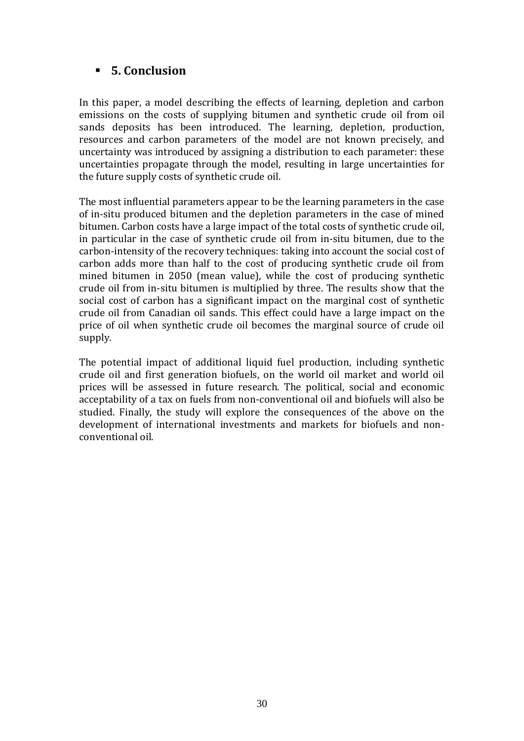## 5. Conclusion

In this paper, a model describing the effects of learning, depletion and carbon emissions on the costs of supplying bitumen and synthetic crude oil from oil sands deposits has been introduced. The learning, depletion, production, resources and carbon parameters of the model are not known precisely, and uncertainty was introduced by assigning a distribution to each parameter: these uncertainties propagate through the model, resulting in large uncertainties for the future supply costs of synthetic crude oil.

The most influential parameters appear to be the learning parameters in the case of in-situ produced bitumen and the depletion parameters in the case of mined bitumen. Carbon costs have a large impact of the total costs of synthetic crude oil, in particular in the case of synthetic crude oil from in-situ bitumen, due to the carbon-intensity of the recovery techniques: taking into account the social cost of carbon adds more than half to the cost of producing synthetic crude oil from mined bitumen in 2050 (mean value), while the cost of producing synthetic crude oil from in-situ bitumen is multiplied by three. The results show that the social cost of carbon has a significant impact on the marginal cost of synthetic crude oil from Canadian oil sands. This effect could have a large impact on the price of oil when synthetic crude oil becomes the marginal source of crude oil supply.

The potential impact of additional liquid fuel production, including synthetic crude oil and first generation biofuels, on the world oil market and world oil prices will be assessed in future research. The political, social and economic acceptability of a tax on fuels from non-conventional oil and biofuels will also be studied. Finally, the study will explore the consequences of the above on the development of international investments and markets for biofuels and non-conventional oil.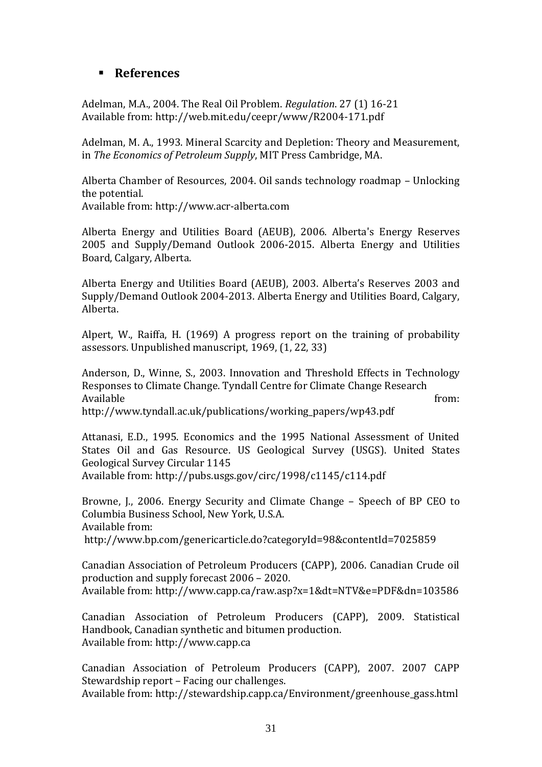## References

Adelman, M.A., 2004. The Real Oil Problem. *Regulation*. 27 (1) 16-21
Available from: http://web.mit.edu/ceepr/www/R2004-171.pdf

Adelman, M. A., 1993. Mineral Scarcity and Depletion: Theory and Measurement, in *The Economics of Petroleum Supply*, MIT Press Cambridge, MA.

Alberta Chamber of Resources, 2004. Oil sands technology roadmap – Unlocking the potential.
Available from: http://www.acr-alberta.com

Alberta Energy and Utilities Board (AEUB), 2006. Alberta's Energy Reserves 2005 and Supply/Demand Outlook 2006-2015. Alberta Energy and Utilities Board, Calgary, Alberta.

Alberta Energy and Utilities Board (AEUB), 2003. Alberta's Reserves 2003 and Supply/Demand Outlook 2004-2013. Alberta Energy and Utilities Board, Calgary, Alberta.

Alpert, W., Raiffa, H. (1969) A progress report on the training of probability assessors. Unpublished manuscript, 1969, (1, 22, 33)

Anderson, D., Winne, S., 2003. Innovation and Threshold Effects in Technology Responses to Climate Change. Tyndall Centre for Climate Change Research
Available from: http://www.tyndall.ac.uk/publications/working_papers/wp43.pdf

Attanasi, E.D., 1995. Economics and the 1995 National Assessment of United States Oil and Gas Resource. US Geological Survey (USGS). United States Geological Survey Circular 1145
Available from: http://pubs.usgs.gov/circ/1998/c1145/c114.pdf

Browne, J., 2006. Energy Security and Climate Change – Speech of BP CEO to Columbia Business School, New York, U.S.A.
Available from:
http://www.bp.com/genericarticle.do?categoryId=98&contentId=7025859

Canadian Association of Petroleum Producers (CAPP), 2006. Canadian Crude oil production and supply forecast 2006 – 2020.
Available from: http://www.capp.ca/raw.asp?x=1&dt=NTV&e=PDF&dn=103586

Canadian Association of Petroleum Producers (CAPP), 2009. Statistical Handbook, Canadian synthetic and bitumen production.
Available from: http://www.capp.ca

Canadian Association of Petroleum Producers (CAPP), 2007. 2007 CAPP Stewardship report – Facing our challenges.
Available from: http://stewardship.capp.ca/Environment/greenhouse_gass.html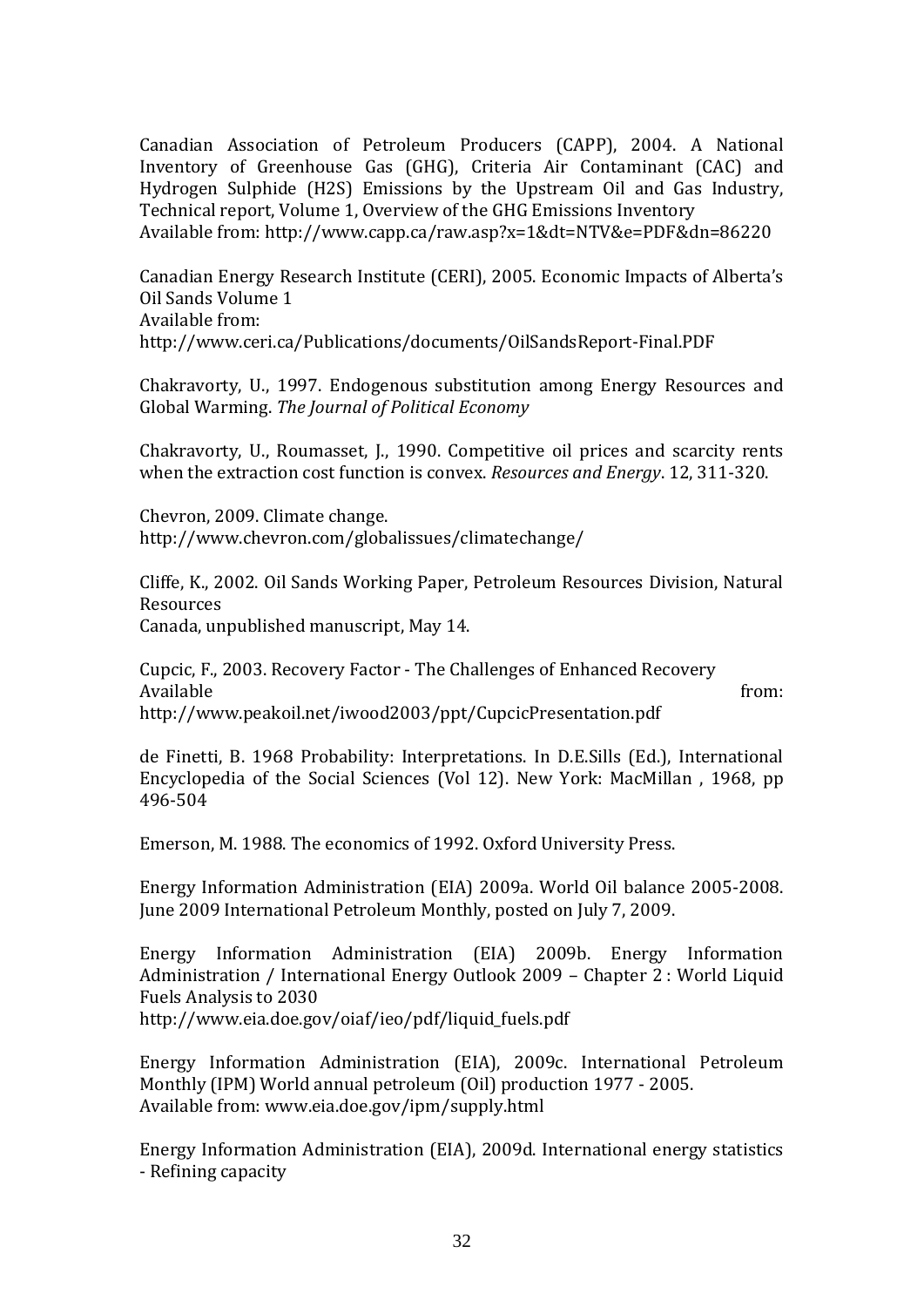Canadian Association of Petroleum Producers (CAPP), 2004. A National Inventory of Greenhouse Gas (GHG), Criteria Air Contaminant (CAC) and Hydrogen Sulphide (H2S) Emissions by the Upstream Oil and Gas Industry, Technical report, Volume 1, Overview of the GHG Emissions Inventory
Available from: http://www.capp.ca/raw.asp?x=1&dt=NTV&e=PDF&dn=86220

Canadian Energy Research Institute (CERI), 2005. Economic Impacts of Alberta's Oil Sands Volume 1
Available from:
http://www.ceri.ca/Publications/documents/OilSandsReport-Final.PDF

Chakravorty, U., 1997. Endogenous substitution among Energy Resources and Global Warming. *The Journal of Political Economy*

Chakravorty, U., Roumasset, J., 1990. Competitive oil prices and scarcity rents when the extraction cost function is convex. *Resources and Energy*. 12, 311-320.

Chevron, 2009. Climate change.
http://www.chevron.com/globalissues/climatechange/

Cliffe, K., 2002. Oil Sands Working Paper, Petroleum Resources Division, Natural Resources
Canada, unpublished manuscript, May 14.

Cupcic, F., 2003. Recovery Factor - The Challenges of Enhanced Recovery
Available from:
http://www.peakoil.net/iwood2003/ppt/CupcicPresentation.pdf

de Finetti, B. 1968 Probability: Interpretations. In D.E.Sills (Ed.), International Encyclopedia of the Social Sciences (Vol 12). New York: MacMillan , 1968, pp 496-504

Emerson, M. 1988. The economics of 1992. Oxford University Press.

Energy Information Administration (EIA) 2009a. World Oil balance 2005-2008. June 2009 International Petroleum Monthly, posted on July 7, 2009.

Energy Information Administration (EIA) 2009b. Energy Information Administration / International Energy Outlook 2009 – Chapter 2 : World Liquid Fuels Analysis to 2030
http://www.eia.doe.gov/oiaf/ieo/pdf/liquid_fuels.pdf

Energy Information Administration (EIA), 2009c. International Petroleum Monthly (IPM) World annual petroleum (Oil) production 1977 - 2005.
Available from: www.eia.doe.gov/ipm/supply.html

Energy Information Administration (EIA), 2009d. International energy statistics - Refining capacity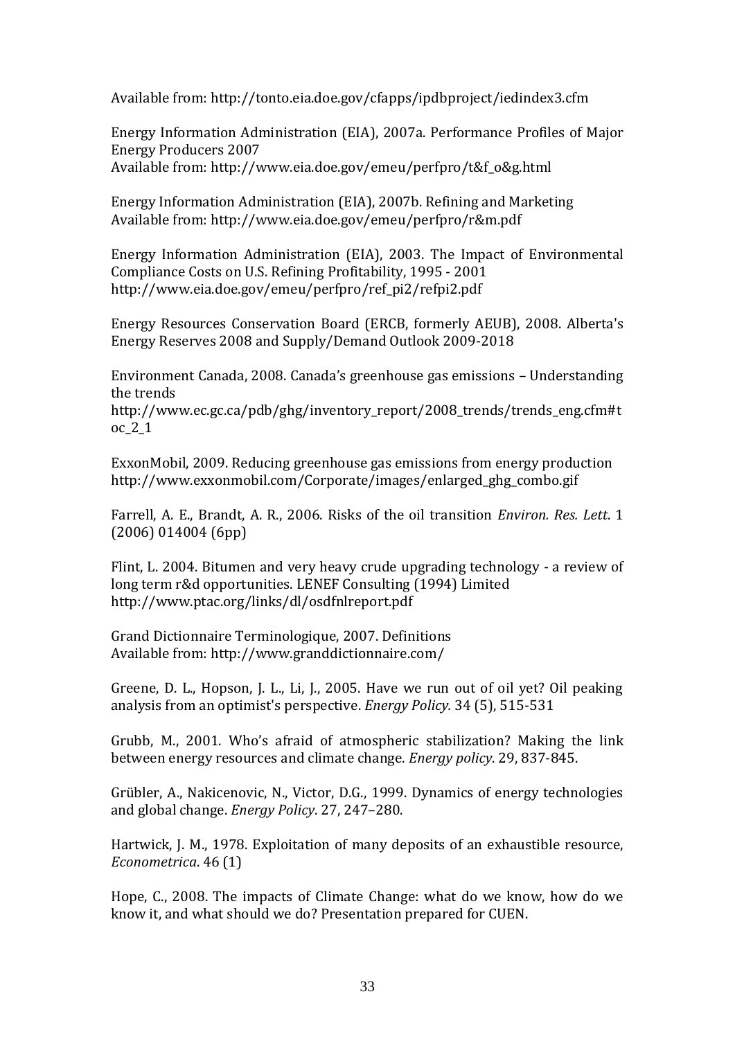Available from: http://tonto.eia.doe.gov/cfapps/ipdbproject/iedindex3.cfm

Energy Information Administration (EIA), 2007a. Performance Profiles of Major Energy Producers 2007
Available from: http://www.eia.doe.gov/emeu/perfpro/t&f_o&g.html

Energy Information Administration (EIA), 2007b. Refining and Marketing
Available from: http://www.eia.doe.gov/emeu/perfpro/r&m.pdf

Energy Information Administration (EIA), 2003. The Impact of Environmental Compliance Costs on U.S. Refining Profitability, 1995 - 2001
http://www.eia.doe.gov/emeu/perfpro/ref_pi2/refpi2.pdf

Energy Resources Conservation Board (ERCB, formerly AEUB), 2008. Alberta's Energy Reserves 2008 and Supply/Demand Outlook 2009-2018

Environment Canada, 2008. Canada's greenhouse gas emissions – Understanding the trends
http://www.ec.gc.ca/pdb/ghg/inventory_report/2008_trends/trends_eng.cfm#toc_2_1

ExxonMobil, 2009. Reducing greenhouse gas emissions from energy production
http://www.exxonmobil.com/Corporate/images/enlarged_ghg_combo.gif

Farrell, A. E., Brandt, A. R., 2006. Risks of the oil transition *Environ. Res. Lett*. 1 (2006) 014004 (6pp)

Flint, L. 2004. Bitumen and very heavy crude upgrading technology - a review of long term r&d opportunities. LENEF Consulting (1994) Limited
http://www.ptac.org/links/dl/osdfnlreport.pdf

Grand Dictionnaire Terminologique, 2007. Definitions
Available from: http://www.granddictionnaire.com/

Greene, D. L., Hopson, J. L., Li, J., 2005. Have we run out of oil yet? Oil peaking analysis from an optimist's perspective. *Energy Policy.* 34 (5), 515-531

Grubb, M., 2001. Who's afraid of atmospheric stabilization? Making the link between energy resources and climate change. *Energy policy*. 29, 837-845.

Grübler, A., Nakicenovic, N., Victor, D.G., 1999. Dynamics of energy technologies and global change. *Energy Policy*. 27, 247–280.

Hartwick, J. M., 1978. Exploitation of many deposits of an exhaustible resource, *Econometrica*. 46 (1)

Hope, C., 2008. The impacts of Climate Change: what do we know, how do we know it, and what should we do? Presentation prepared for CUEN.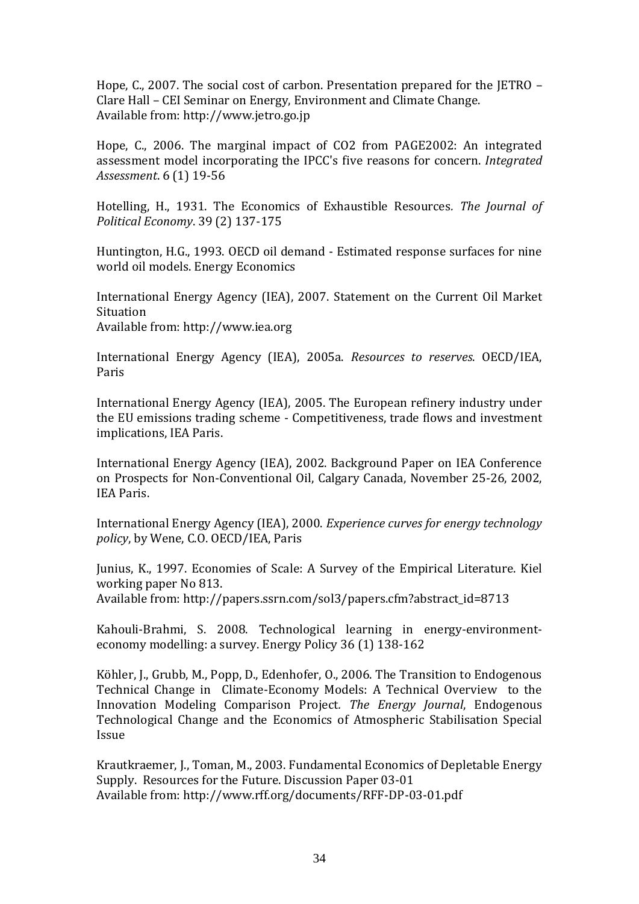Hope, C., 2007. The social cost of carbon. Presentation prepared for the JETRO – Clare Hall – CEI Seminar on Energy, Environment and Climate Change.
Available from: http://www.jetro.go.jp

Hope, C., 2006. The marginal impact of CO2 from PAGE2002: An integrated assessment model incorporating the IPCC's five reasons for concern. *Integrated Assessment*. 6 (1) 19-56

Hotelling, H., 1931. The Economics of Exhaustible Resources*. The Journal of Political Economy*. 39 (2) 137-175

Huntington, H.G., 1993. OECD oil demand - Estimated response surfaces for nine world oil models. Energy Economics

International Energy Agency (IEA), 2007. Statement on the Current Oil Market Situation
Available from: http://www.iea.org

International Energy Agency (IEA), 2005a. *Resources to reserves*. OECD/IEA, Paris

International Energy Agency (IEA), 2005. The European refinery industry under the EU emissions trading scheme - Competitiveness, trade flows and investment implications, IEA Paris.

International Energy Agency (IEA), 2002. Background Paper on IEA Conference on Prospects for Non-Conventional Oil, Calgary Canada, November 25-26, 2002, IEA Paris.

International Energy Agency (IEA), 2000. *Experience curves for energy technology policy*, by Wene, C.O. OECD/IEA, Paris

Junius, K., 1997. Economies of Scale: A Survey of the Empirical Literature. Kiel working paper No 813.
Available from: http://papers.ssrn.com/sol3/papers.cfm?abstract_id=8713

Kahouli-Brahmi, S. 2008. Technological learning in energy-environment-economy modelling: a survey. Energy Policy 36 (1) 138-162

Köhler, J., Grubb, M., Popp, D., Edenhofer, O., 2006. The Transition to Endogenous Technical Change in Climate-Economy Models: A Technical Overview to the Innovation Modeling Comparison Project*. The Energy Journal*, Endogenous Technological Change and the Economics of Atmospheric Stabilisation Special Issue

Krautkraemer, J., Toman, M., 2003. Fundamental Economics of Depletable Energy Supply. Resources for the Future. Discussion Paper 03-01
Available from: http://www.rff.org/documents/RFF-DP-03-01.pdf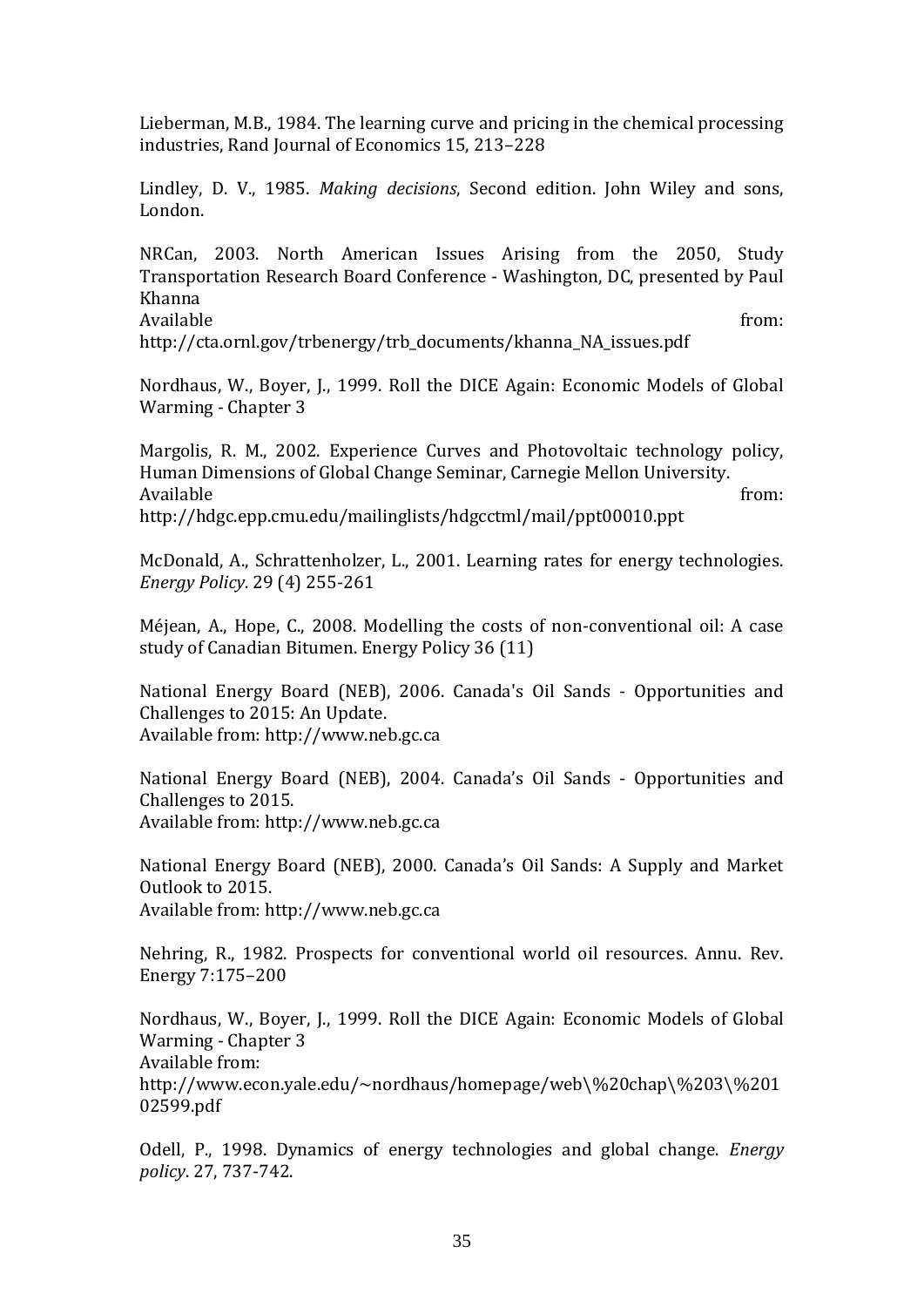Lieberman, M.B., 1984. The learning curve and pricing in the chemical processing industries, Rand Journal of Economics 15, 213–228

Lindley, D. V., 1985. *Making decisions*, Second edition. John Wiley and sons, London.

NRCan, 2003. North American Issues Arising from the 2050, Study Transportation Research Board Conference - Washington, DC, presented by Paul Khanna
Available from: http://cta.ornl.gov/trbenergy/trb_documents/khanna_NA_issues.pdf

Nordhaus, W., Boyer, J., 1999. Roll the DICE Again: Economic Models of Global Warming - Chapter 3

Margolis, R. M., 2002. Experience Curves and Photovoltaic technology policy, Human Dimensions of Global Change Seminar, Carnegie Mellon University.
Available from: http://hdgc.epp.cmu.edu/mailinglists/hdgcctml/mail/ppt00010.ppt

McDonald, A., Schrattenholzer, L., 2001. Learning rates for energy technologies. *Energy Policy*. 29 (4) 255-261

Méjean, A., Hope, C., 2008. Modelling the costs of non-conventional oil: A case study of Canadian Bitumen. Energy Policy 36 (11)

National Energy Board (NEB), 2006. Canada's Oil Sands - Opportunities and Challenges to 2015: An Update.
Available from: http://www.neb.gc.ca

National Energy Board (NEB), 2004. Canada's Oil Sands - Opportunities and Challenges to 2015.
Available from: http://www.neb.gc.ca

National Energy Board (NEB), 2000. Canada's Oil Sands: A Supply and Market Outlook to 2015.
Available from: http://www.neb.gc.ca

Nehring, R., 1982. Prospects for conventional world oil resources. Annu. Rev. Energy 7:175–200

Nordhaus, W., Boyer, J., 1999. Roll the DICE Again: Economic Models of Global Warming - Chapter 3
Available from:
http://www.econ.yale.edu/~nordhaus/homepage/web\%20chap\%203\%20102599.pdf

Odell, P., 1998. Dynamics of energy technologies and global change. *Energy policy*. 27, 737-742.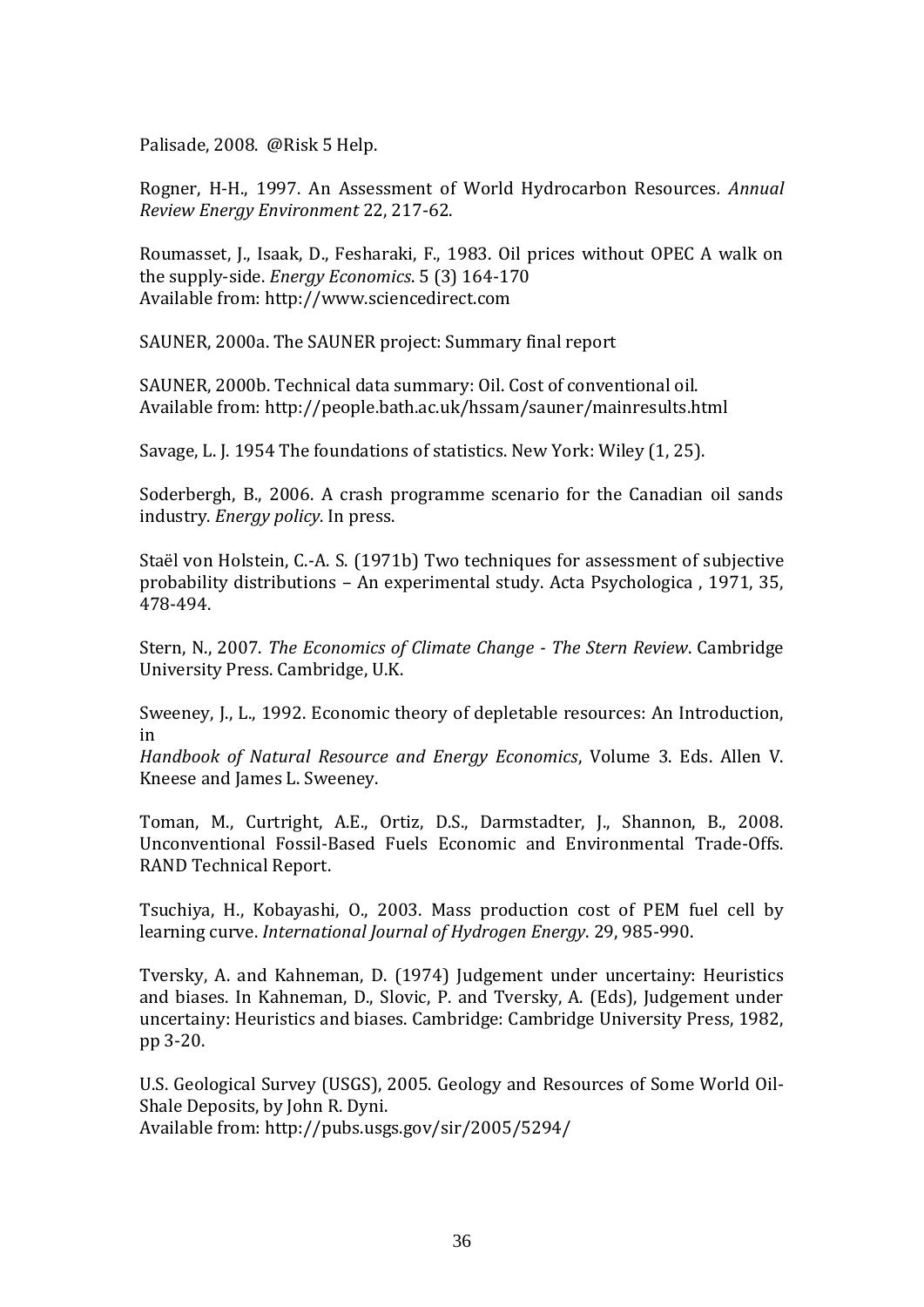Palisade, 2008. @Risk 5 Help.

Rogner, H-H., 1997. An Assessment of World Hydrocarbon Resources. *Annual Review Energy Environment* 22, 217-62.

Roumasset, J., Isaak, D., Fesharaki, F., 1983. Oil prices without OPEC A walk on the supply-side. *Energy Economics*. 5 (3) 164-170
Available from: http://www.sciencedirect.com

SAUNER, 2000a. The SAUNER project: Summary final report

SAUNER, 2000b. Technical data summary: Oil. Cost of conventional oil.
Available from: http://people.bath.ac.uk/hssam/sauner/mainresults.html

Savage, L. J. 1954 The foundations of statistics. New York: Wiley (1, 25).

Soderbergh, B., 2006. A crash programme scenario for the Canadian oil sands industry. *Energy policy*. In press.

Staël von Holstein, C.-A. S. (1971b) Two techniques for assessment of subjective probability distributions – An experimental study. Acta Psychologica , 1971, 35, 478-494.

Stern, N., 2007. *The Economics of Climate Change - The Stern Review*. Cambridge University Press. Cambridge, U.K.

Sweeney, J., L., 1992. Economic theory of depletable resources: An Introduction, in
*Handbook of Natural Resource and Energy Economics*, Volume 3. Eds. Allen V. Kneese and James L. Sweeney.

Toman, M., Curtright, A.E., Ortiz, D.S., Darmstadter, J., Shannon, B., 2008. Unconventional Fossil-Based Fuels Economic and Environmental Trade-Offs. RAND Technical Report.

Tsuchiya, H., Kobayashi, O., 2003. Mass production cost of PEM fuel cell by learning curve. *International Journal of Hydrogen Energy*. 29, 985-990.

Tversky, A. and Kahneman, D. (1974) Judgement under uncertainy: Heuristics and biases. In Kahneman, D., Slovic, P. and Tversky, A. (Eds), Judgement under uncertainy: Heuristics and biases. Cambridge: Cambridge University Press, 1982, pp 3-20.

U.S. Geological Survey (USGS), 2005. Geology and Resources of Some World Oil-Shale Deposits, by John R. Dyni.
Available from: http://pubs.usgs.gov/sir/2005/5294/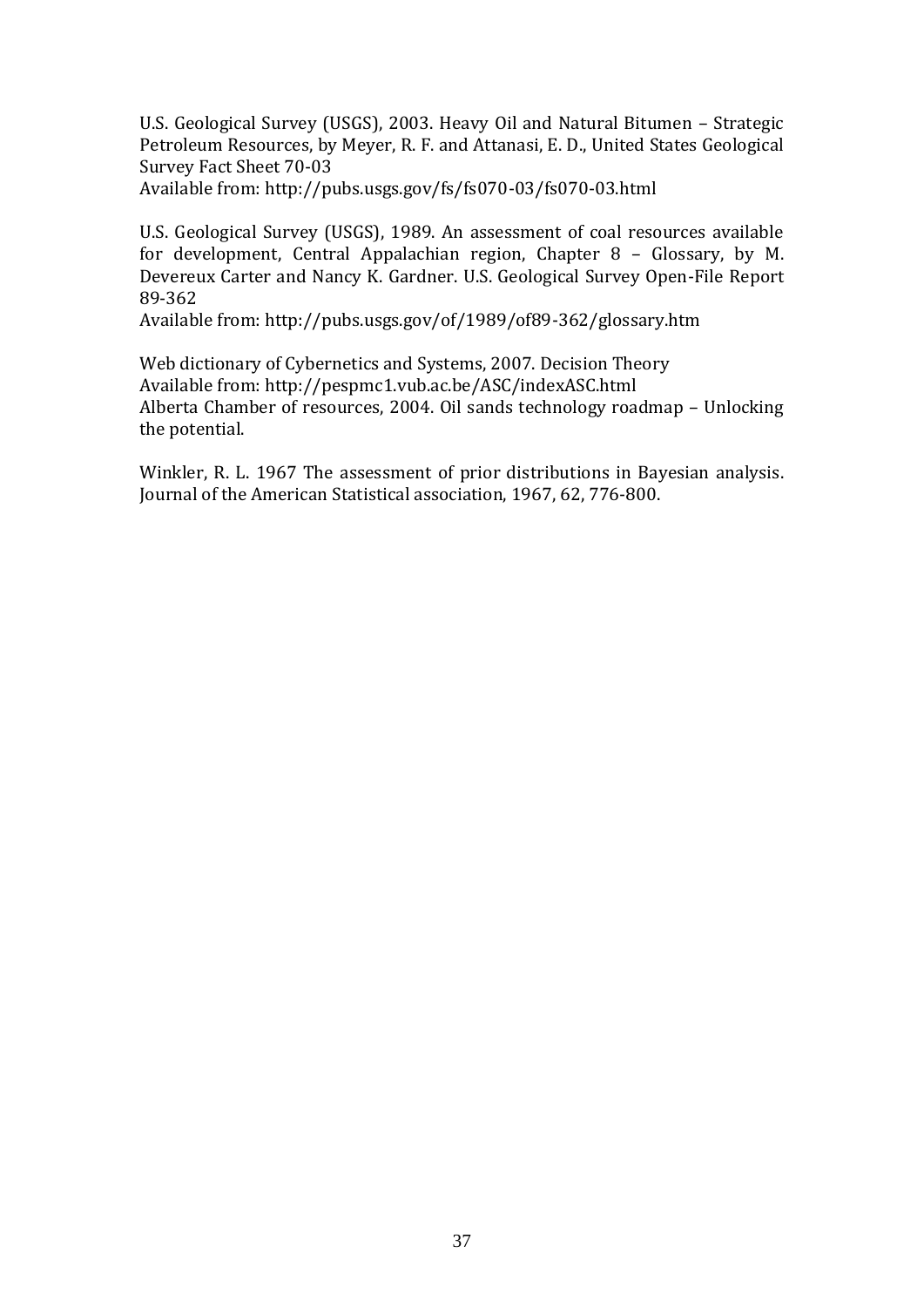U.S. Geological Survey (USGS), 2003. Heavy Oil and Natural Bitumen – Strategic Petroleum Resources, by Meyer, R. F. and Attanasi, E. D., United States Geological Survey Fact Sheet 70-03
Available from: http://pubs.usgs.gov/fs/fs070-03/fs070-03.html

U.S. Geological Survey (USGS), 1989. An assessment of coal resources available for development, Central Appalachian region, Chapter 8 – Glossary, by M. Devereux Carter and Nancy K. Gardner. U.S. Geological Survey Open-File Report 89-362
Available from: http://pubs.usgs.gov/of/1989/of89-362/glossary.htm

Web dictionary of Cybernetics and Systems, 2007. Decision Theory
Available from: http://pespmc1.vub.ac.be/ASC/indexASC.html
Alberta Chamber of resources, 2004. Oil sands technology roadmap – Unlocking the potential.

Winkler, R. L. 1967 The assessment of prior distributions in Bayesian analysis. Journal of the American Statistical association, 1967, 62, 776-800.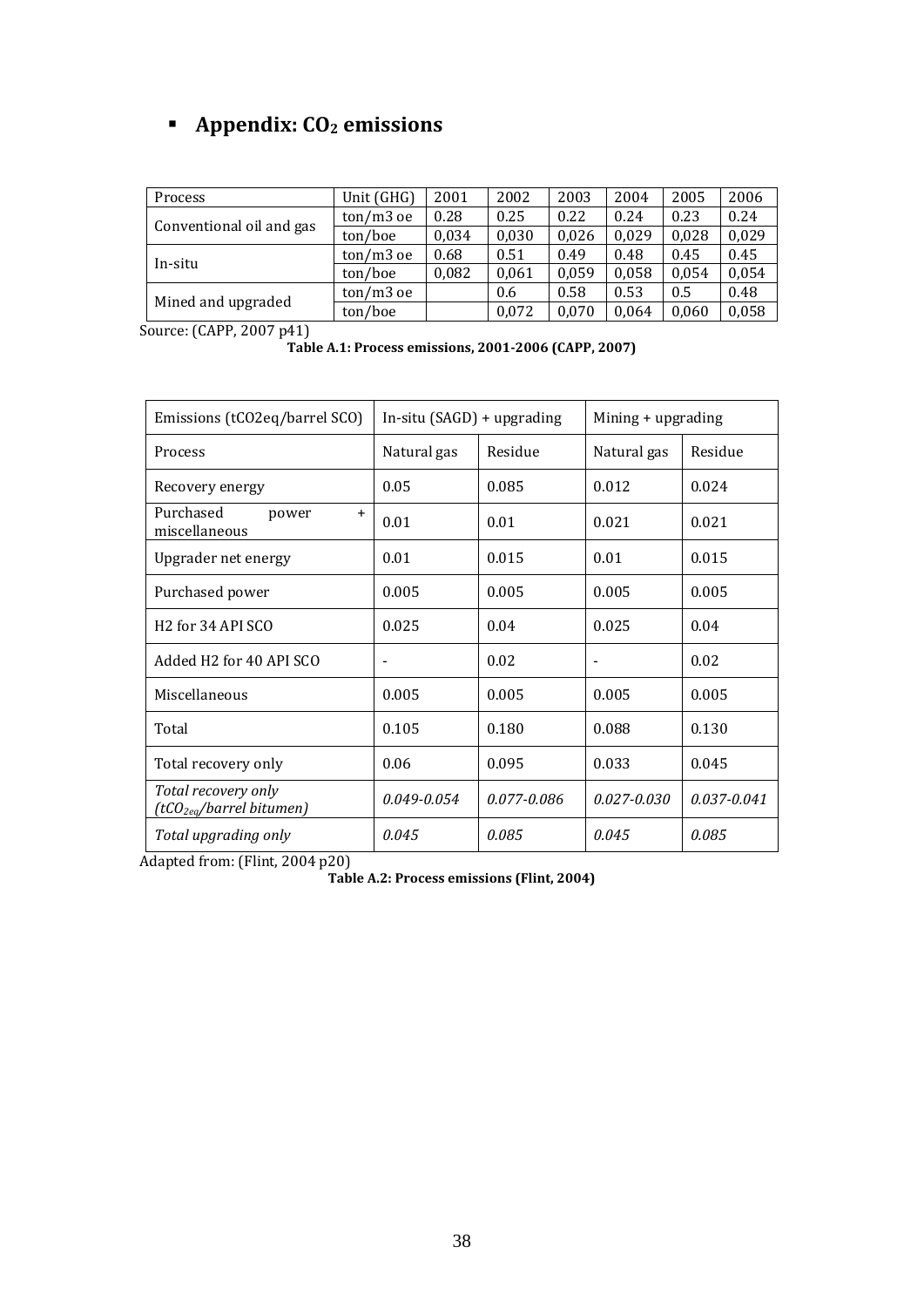## Appendix: $CO_2$ emissions

| Process | Unit (GHG) | 2001 | 2002 | 2003 | 2004 | 2005 | 2006 |
|---|---|---|---|---|---|---|---|
| Conventional oil and gas | ton/m3 oe | 0.28 | 0.25 | 0.22 | 0.24 | 0.23 | 0.24 |
| | ton/boe | 0,034 | 0,030 | 0,026 | 0,029 | 0,028 | 0,029 |
| In-situ | ton/m3 oe | 0.68 | 0.51 | 0.49 | 0.48 | 0.45 | 0.45 |
| | ton/boe | 0,082 | 0,061 | 0,059 | 0,058 | 0,054 | 0,054 |
| Mined and upgraded | ton/m3 oe | | 0.6 | 0.58 | 0.53 | 0.5 | 0.48 |
| | ton/boe | | 0,072 | 0,070 | 0,064 | 0,060 | 0,058 |

Source: (CAPP, 2007 p41)

**Table A.1: Process emissions, 2001-2006 (CAPP, 2007)**

| Emissions (tCO2eq/barrel SCO) | In-situ (SAGD) + upgrading | | Mining + upgrading | |
|---|---|---|---|---|
| Process | Natural gas | Residue | Natural gas | Residue |
| Recovery energy | 0.05 | 0.085 | 0.012 | 0.024 |
| Purchased power + miscellaneous | 0.01 | 0.01 | 0.021 | 0.021 |
| Upgrader net energy | 0.01 | 0.015 | 0.01 | 0.015 |
| Purchased power | 0.005 | 0.005 | 0.005 | 0.005 |
| H2 for 34 API SCO | 0.025 | 0.04 | 0.025 | 0.04 |
| Added H2 for 40 API SCO | - | 0.02 | - | 0.02 |
| Miscellaneous | 0.005 | 0.005 | 0.005 | 0.005 |
| Total | 0.105 | 0.180 | 0.088 | 0.130 |
| Total recovery only | 0.06 | 0.095 | 0.033 | 0.045 |
| *Total recovery only ($tCO_{2eq}$/barrel bitumen)* | *0.049-0.054* | *0.077-0.086* | *0.027-0.030* | *0.037-0.041* |
| *Total upgrading only* | *0.045* | *0.085* | *0.045* | *0.085* |

Adapted from: (Flint, 2004 p20)

**Table A.2: Process emissions (Flint, 2004)**